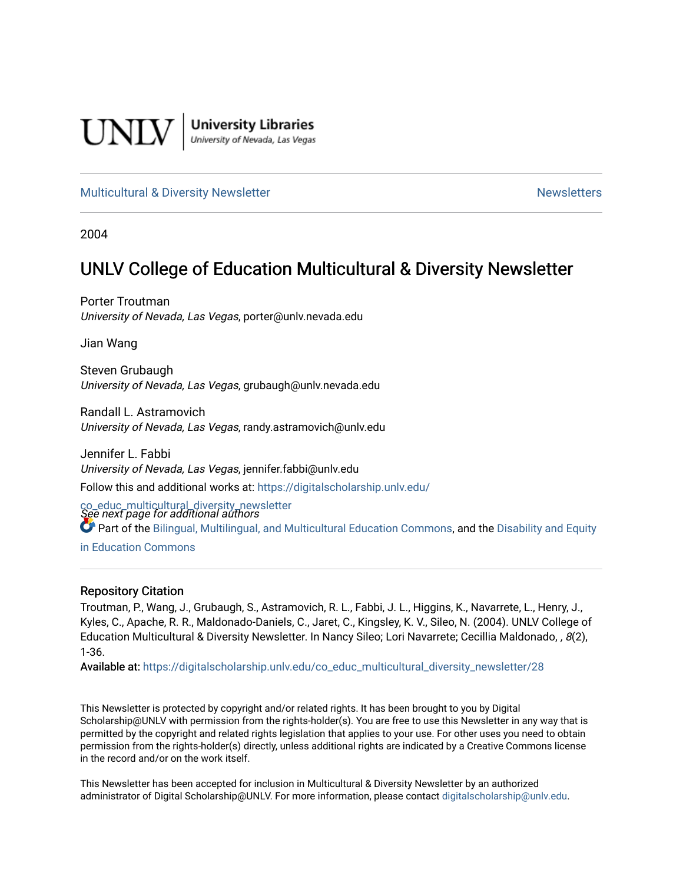UNLV | University Libraries
University of Nevada, Las Vegas

Multicultural & Diversity Newsletter

Newsletters

2004

# UNLV College of Education Multicultural & Diversity Newsletter

Porter Troutman
*University of Nevada, Las Vegas*, porter@unlv.nevada.edu

Jian Wang

Steven Grubaugh
*University of Nevada, Las Vegas*, grubaugh@unlv.nevada.edu

Randall L. Astramovich
*University of Nevada, Las Vegas*, randy.astramovich@unlv.edu

Jennifer L. Fabbi
*University of Nevada, Las Vegas*, jennifer.fabbi@unlv.edu

*See next page for additional authors*

Follow this and additional works at: https://digitalscholarship.unlv.edu/co_educ_multicultural_diversity_newsletter

Part of the Bilingual, Multilingual, and Multicultural Education Commons, and the Disability and Equity in Education Commons

## Repository Citation

Troutman, P., Wang, J., Grubaugh, S., Astramovich, R. L., Fabbi, J. L., Higgins, K., Navarrete, L., Henry, J., Kyles, C., Apache, R. R., Maldonado-Daniels, C., Jaret, C., Kingsley, K. V., Sileo, N. (2004). UNLV College of Education Multicultural & Diversity Newsletter. In Nancy Sileo; Lori Navarrete; Cecillia Maldonado, , *8*(2), 1-36.

Available at: https://digitalscholarship.unlv.edu/co_educ_multicultural_diversity_newsletter/28

This Newsletter is protected by copyright and/or related rights. It has been brought to you by Digital Scholarship@UNLV with permission from the rights-holder(s). You are free to use this Newsletter in any way that is permitted by the copyright and related rights legislation that applies to your use. For other uses you need to obtain permission from the rights-holder(s) directly, unless additional rights are indicated by a Creative Commons license in the record and/or on the work itself.

This Newsletter has been accepted for inclusion in Multicultural & Diversity Newsletter by an authorized administrator of Digital Scholarship@UNLV. For more information, please contact digitalscholarship@unlv.edu.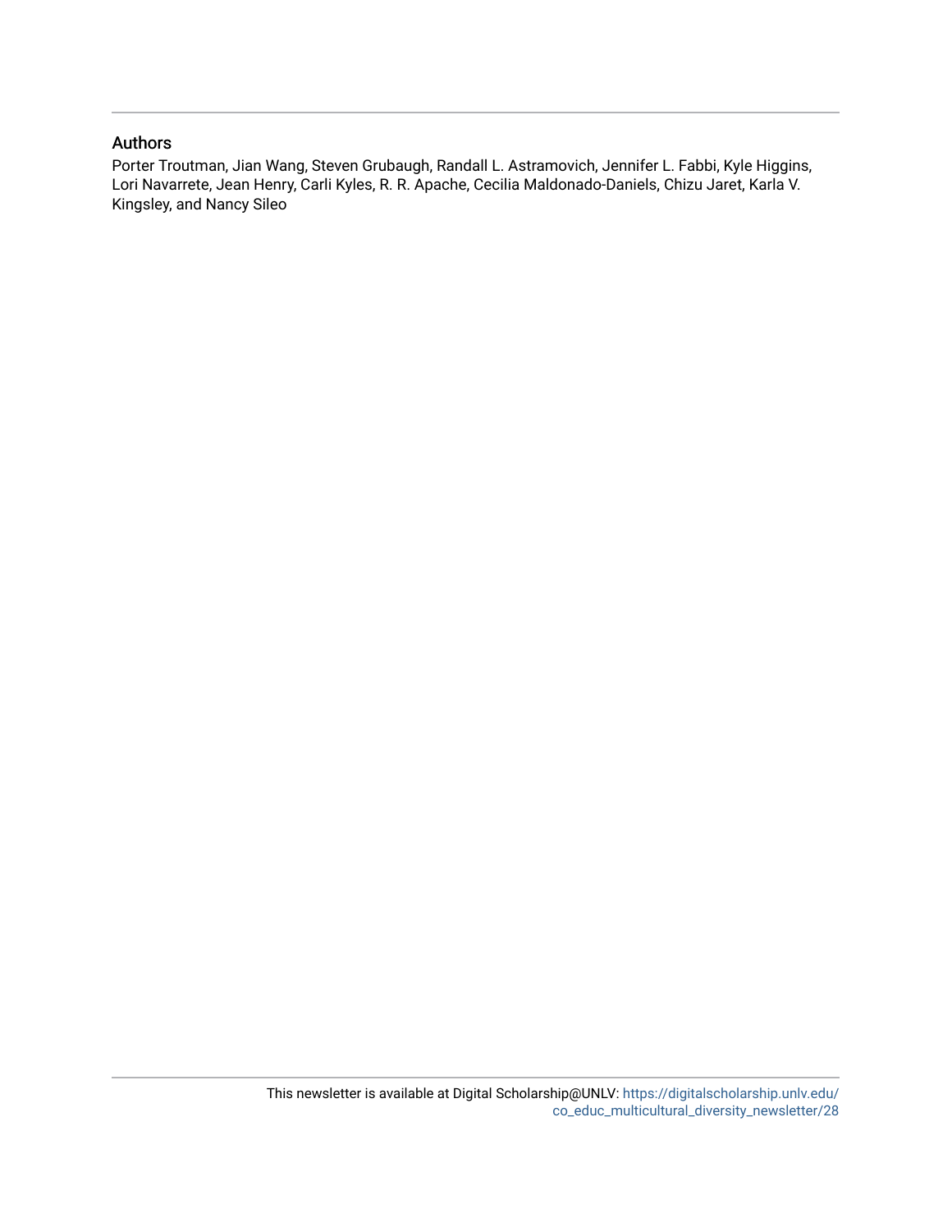## Authors

Porter Troutman, Jian Wang, Steven Grubaugh, Randall L. Astramovich, Jennifer L. Fabbi, Kyle Higgins, Lori Navarrete, Jean Henry, Carli Kyles, R. R. Apache, Cecilia Maldonado-Daniels, Chizu Jaret, Karla V. Kingsley, and Nancy Sileo

This newsletter is available at Digital Scholarship@UNLV: https://digitalscholarship.unlv.edu/co_educ_multicultural_diversity_newsletter/28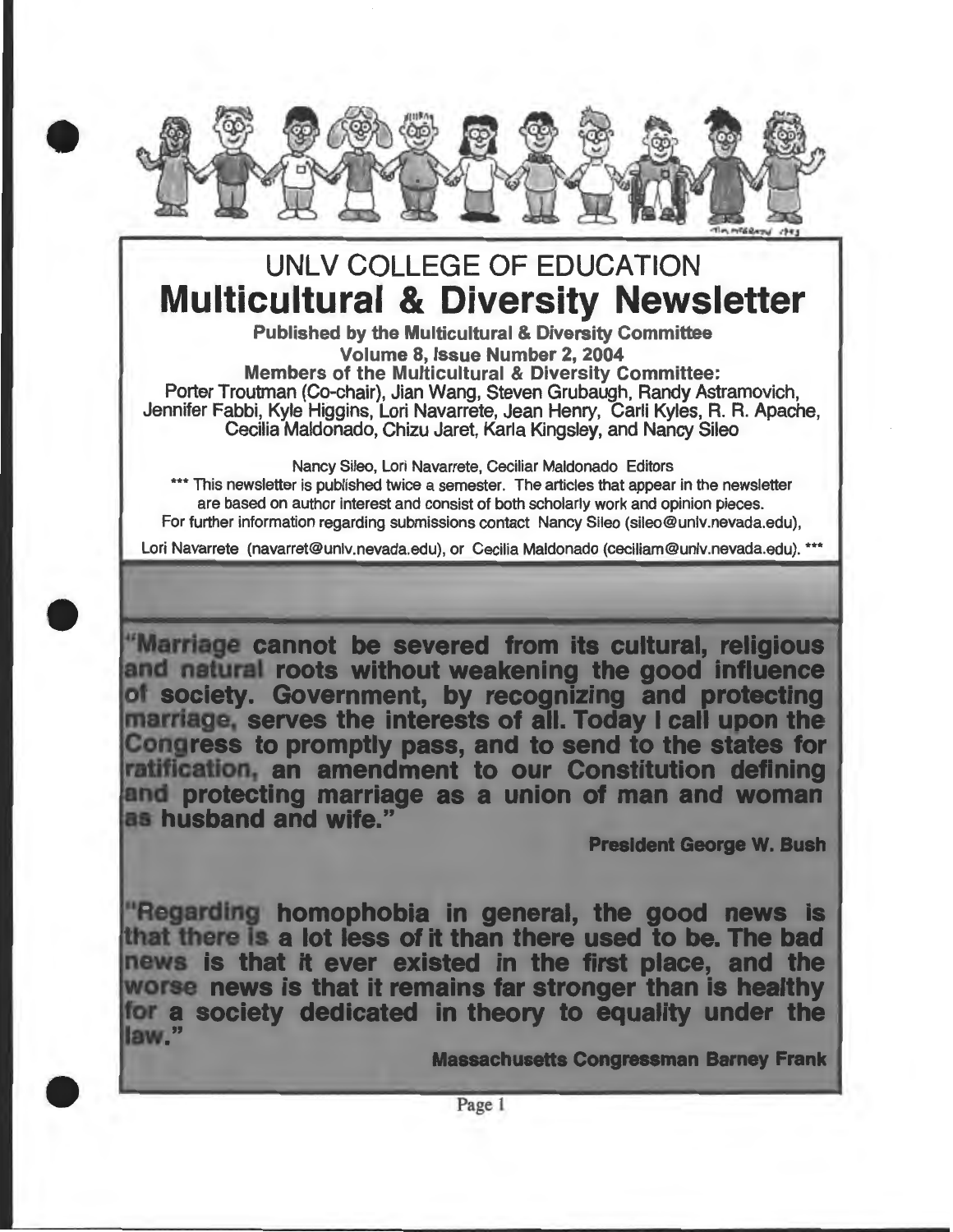# UNLV COLLEGE OF EDUCATION

# Multicultural & Diversity Newsletter

**Published by the Multicultural & Diversity Committee**
**Volume 8, Issue Number 2, 2004**
**Members of the Multicultural & Diversity Committee:**
Porter Troutman (Co-chair), Jian Wang, Steven Grubaugh, Randy Astramovich, Jennifer Fabbi, Kyle Higgins, Lori Navarrete, Jean Henry, Carli Kyles, R. R. Apache, Cecilia Maldonado, Chizu Jaret, Karla Kingsley, and Nancy Sileo

Nancy Sileo, Lori Navarrete, Ceciliar Maldonado Editors

*** This newsletter is published twice a semester. The articles that appear in the newsletter are based on author interest and consist of both scholarly work and opinion pieces. For further information regarding submissions contact Nancy Sileo (sileo@unlv.nevada.edu), Lori Navarrete (navarret@unlv.nevada.edu), or Cecilia Maldonado (ceciliam@unlv.nevada.edu). ***

**"Marriage cannot be severed from its cultural, religious and natural roots without weakening the good influence of society. Government, by recognizing and protecting marriage, serves the interests of all. Today I call upon the Congress to promptly pass, and to send to the states for ratification, an amendment to our Constitution defining and protecting marriage as a union of man and woman as husband and wife."**

**President George W. Bush**

**"Regarding homophobia in general, the good news is that there is a lot less of it than there used to be. The bad news is that it ever existed in the first place, and the worse news is that it remains far stronger than is healthy for a society dedicated in theory to equality under the law."**

**Massachusetts Congressman Barney Frank**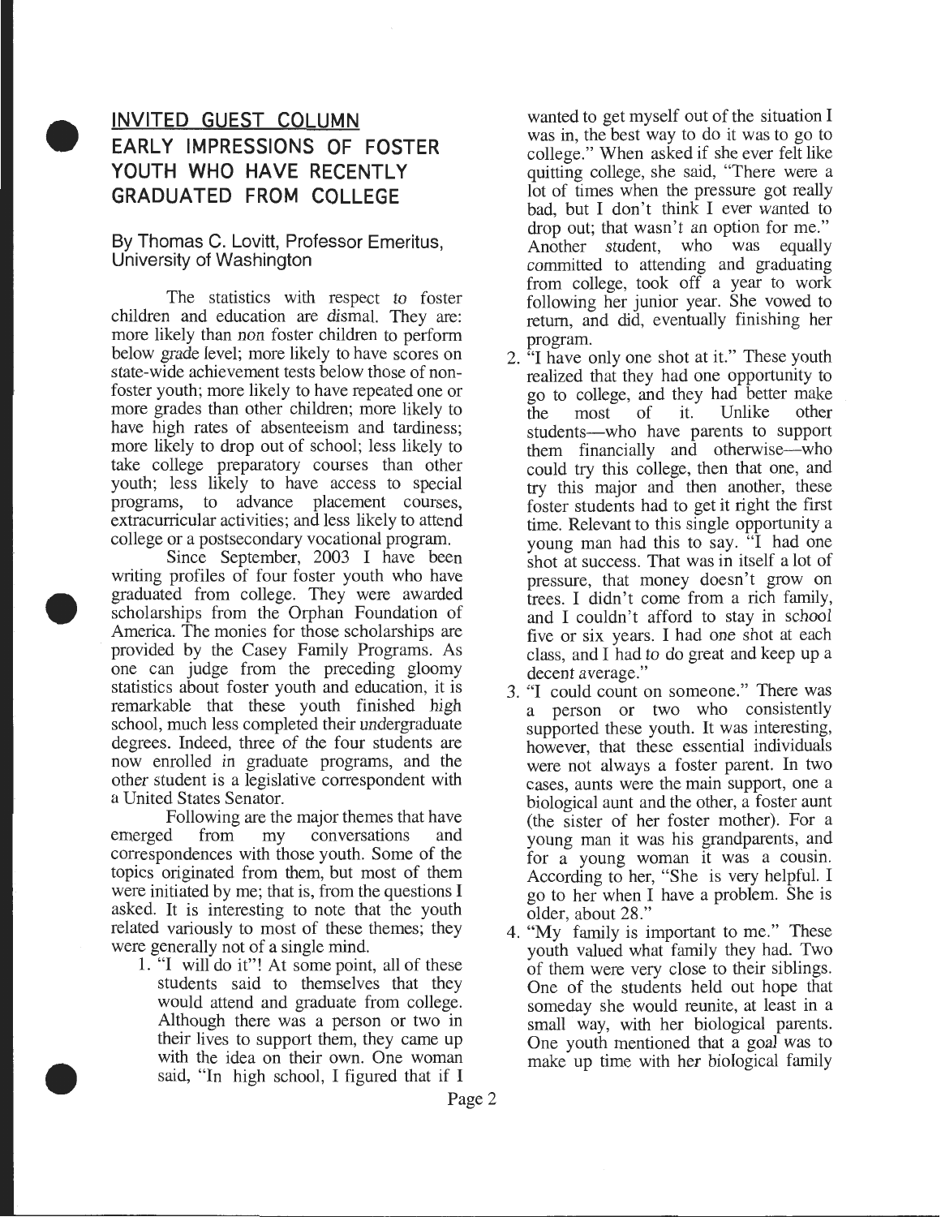## INVITED GUEST COLUMN

## EARLY IMPRESSIONS OF FOSTER YOUTH WHO HAVE RECENTLY GRADUATED FROM COLLEGE

By Thomas C. Lovitt, Professor Emeritus, University of Washington

The statistics with respect to foster children and education are dismal. They are: more likely than non foster children to perform below grade level; more likely to have scores on state-wide achievement tests below those of non-foster youth; more likely to have repeated one or more grades than other children; more likely to have high rates of absenteeism and tardiness; more likely to drop out of school; less likely to take college preparatory courses than other youth; less likely to have access to special programs, to advance placement courses, extracurricular activities; and less likely to attend college or a postsecondary vocational program.

Since September, 2003 I have been writing profiles of four foster youth who have graduated from college. They were awarded scholarships from the Orphan Foundation of America. The monies for those scholarships are provided by the Casey Family Programs. As one can judge from the preceding gloomy statistics about foster youth and education, it is remarkable that these youth finished high school, much less completed their undergraduate degrees. Indeed, three of the four students are now enrolled in graduate programs, and the other student is a legislative correspondent with a United States Senator.

Following are the major themes that have emerged from my conversations and correspondences with those youth. Some of the topics originated from them, but most of them were initiated by me; that is, from the questions I asked. It is interesting to note that the youth related variously to most of these themes; they were generally not of a single mind.

1. "I will do it"! At some point, all of these students said to themselves that they would attend and graduate from college. Although there was a person or two in their lives to support them, they came up with the idea on their own. One woman said, "In high school, I figured that if I wanted to get myself out of the situation I was in, the best way to do it was to go to college." When asked if she ever felt like quitting college, she said, "There were a lot of times when the pressure got really bad, but I don't think I ever wanted to drop out; that wasn't an option for me." Another student, who was equally committed to attending and graduating from college, took off a year to work following her junior year. She vowed to return, and did, eventually finishing her program.
2. "I have only one shot at it." These youth realized that they had one opportunity to go to college, and they had better make the most of it. Unlike other students—who have parents to support them financially and otherwise—who could try this college, then that one, and try this major and then another, these foster students had to get it right the first time. Relevant to this single opportunity a young man had this to say. "I had one shot at success. That was in itself a lot of pressure, that money doesn't grow on trees. I didn't come from a rich family, and I couldn't afford to stay in school five or six years. I had one shot at each class, and I had to do great and keep up a decent average."
3. "I could count on someone." There was a person or two who consistently supported these youth. It was interesting, however, that these essential individuals were not always a foster parent. In two cases, aunts were the main support, one a biological aunt and the other, a foster aunt (the sister of her foster mother). For a young man it was his grandparents, and for a young woman it was a cousin. According to her, "She is very helpful. I go to her when I have a problem. She is older, about 28."
4. "My family is important to me." These youth valued what family they had. Two of them were very close to their siblings. One of the students held out hope that someday she would reunite, at least in a small way, with her biological parents. One youth mentioned that a goal was to make up time with her biological family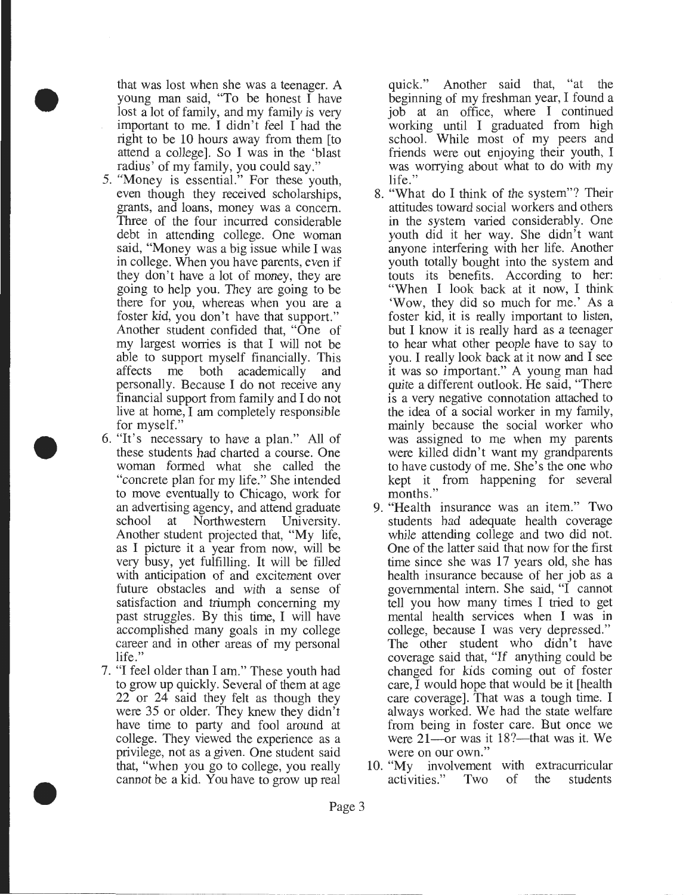that was lost when she was a teenager. A young man said, "To be honest I have lost a lot of family, and my family is very important to me. I didn't feel I had the right to be 10 hours away from them [to attend a college]. So I was in the 'blast radius' of my family, you could say."

5. "Money is essential." For these youth, even though they received scholarships, grants, and loans, money was a concern. Three of the four incurred considerable debt in attending college. One woman said, "Money was a big issue while I was in college. When you have parents, even if they don't have a lot of money, they are going to help you. They are going to be there for you, whereas when you are a foster kid, you don't have that support." Another student confided that, "One of my largest worries is that I will not be able to support myself financially. This affects me both academically and personally. Because I do not receive any financial support from family and I do not live at home, I am completely responsible for myself."
6. "It's necessary to have a plan." All of these students had charted a course. One woman formed what she called the "concrete plan for my life." She intended to move eventually to Chicago, work for an advertising agency, and attend graduate school at Northwestern University. Another student projected that, "My life, as I picture it a year from now, will be very busy, yet fulfilling. It will be filled with anticipation of and excitement over future obstacles and with a sense of satisfaction and triumph concerning my past struggles. By this time, I will have accomplished many goals in my college career and in other areas of my personal life."
7. "I feel older than I am." These youth had to grow up quickly. Several of them at age 22 or 24 said they felt as though they were 35 or older. They knew they didn't have time to party and fool around at college. They viewed the experience as a privilege, not as a given. One student said that, "when you go to college, you really cannot be a kid. You have to grow up real quick." Another said that, "at the beginning of my freshman year, I found a job at an office, where I continued working until I graduated from high school. While most of my peers and friends were out enjoying their youth, I was worrying about what to do with my life."
8. "What do I think of the system"? Their attitudes toward social workers and others in the system varied considerably. One youth did it her way. She didn't want anyone interfering with her life. Another youth totally bought into the system and touts its benefits. According to her: "When I look back at it now, I think 'Wow, they did so much for me.' As a foster kid, it is really important to listen, but I know it is really hard as a teenager to hear what other people have to say to you. I really look back at it now and I see it was so important." A young man had quite a different outlook. He said, "There is a very negative connotation attached to the idea of a social worker in my family, mainly because the social worker who was assigned to me when my parents were killed didn't want my grandparents to have custody of me. She's the one who kept it from happening for several months."
9. "Health insurance was an item." Two students had adequate health coverage while attending college and two did not. One of the latter said that now for the first time since she was 17 years old, she has health insurance because of her job as a governmental intern. She said, "I cannot tell you how many times I tried to get mental health services when I was in college, because I was very depressed." The other student who didn't have coverage said that, "If anything could be changed for kids coming out of foster care, I would hope that would be it [health care coverage]. That was a tough time. I always worked. We had the state welfare from being in foster care. But once we were 21—or was it 18?—that was it. We were on our own."
10. "My involvement with extracurricular activities." Two of the students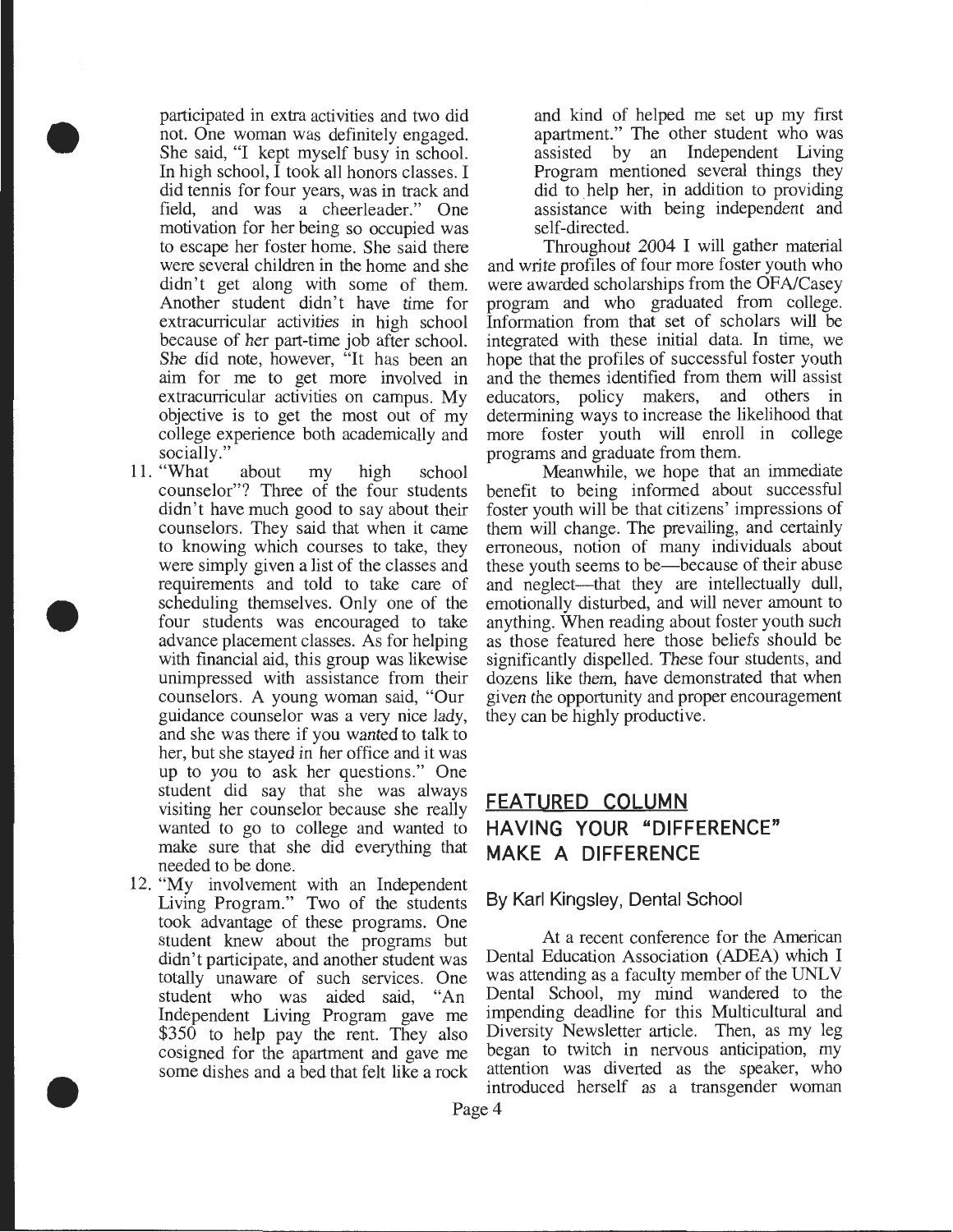participated in extra activities and two did not. One woman was definitely engaged. She said, "I kept myself busy in school. In high school, I took all honors classes. I did tennis for four years, was in track and field, and was a cheerleader." One motivation for her being so occupied was to escape her foster home. She said there were several children in the home and she didn't get along with some of them. Another student didn't have time for extracurricular activities in high school because of her part-time job after school. She did note, however, "It has been an aim for me to get more involved in extracurricular activities on campus. My objective is to get the most out of my college experience both academically and socially."

11. "What about my high school counselor"? Three of the four students didn't have much good to say about their counselors. They said that when it came to knowing which courses to take, they were simply given a list of the classes and requirements and told to take care of scheduling themselves. Only one of the four students was encouraged to take advance placement classes. As for helping with financial aid, this group was likewise unimpressed with assistance from their counselors. A young woman said, "Our guidance counselor was a very nice lady, and she was there if you wanted to talk to her, but she stayed in her office and it was up to you to ask her questions." One student did say that she was always visiting her counselor because she really wanted to go to college and wanted to make sure that she did everything that needed to be done.
12. "My involvement with an Independent Living Program." Two of the students took advantage of these programs. One student knew about the programs but didn't participate, and another student was totally unaware of such services. One student who was aided said, "An Independent Living Program gave me $350 to help pay the rent. They also cosigned for the apartment and gave me some dishes and a bed that felt like a rock and kind of helped me set up my first apartment." The other student who was assisted by an Independent Living Program mentioned several things they did to help her, in addition to providing assistance with being independent and self-directed.

Throughout 2004 I will gather material and write profiles of four more foster youth who were awarded scholarships from the OFA/Casey program and who graduated from college. Information from that set of scholars will be integrated with these initial data. In time, we hope that the profiles of successful foster youth and the themes identified from them will assist educators, policy makers, and others in determining ways to increase the likelihood that more foster youth will enroll in college programs and graduate from them.

Meanwhile, we hope that an immediate benefit to being informed about successful foster youth will be that citizens' impressions of them will change. The prevailing, and certainly erroneous, notion of many individuals about these youth seems to be—because of their abuse and neglect—that they are intellectually dull, emotionally disturbed, and will never amount to anything. When reading about foster youth such as those featured here those beliefs should be significantly dispelled. These four students, and dozens like them, have demonstrated that when given the opportunity and proper encouragement they can be highly productive.

## FEATURED COLUMN

## HAVING YOUR "DIFFERENCE" MAKE A DIFFERENCE

By Karl Kingsley, Dental School

At a recent conference for the American Dental Education Association (ADEA) which I was attending as a faculty member of the UNLV Dental School, my mind wandered to the impending deadline for this Multicultural and Diversity Newsletter article. Then, as my leg began to twitch in nervous anticipation, my attention was diverted as the speaker, who introduced herself as a transgender woman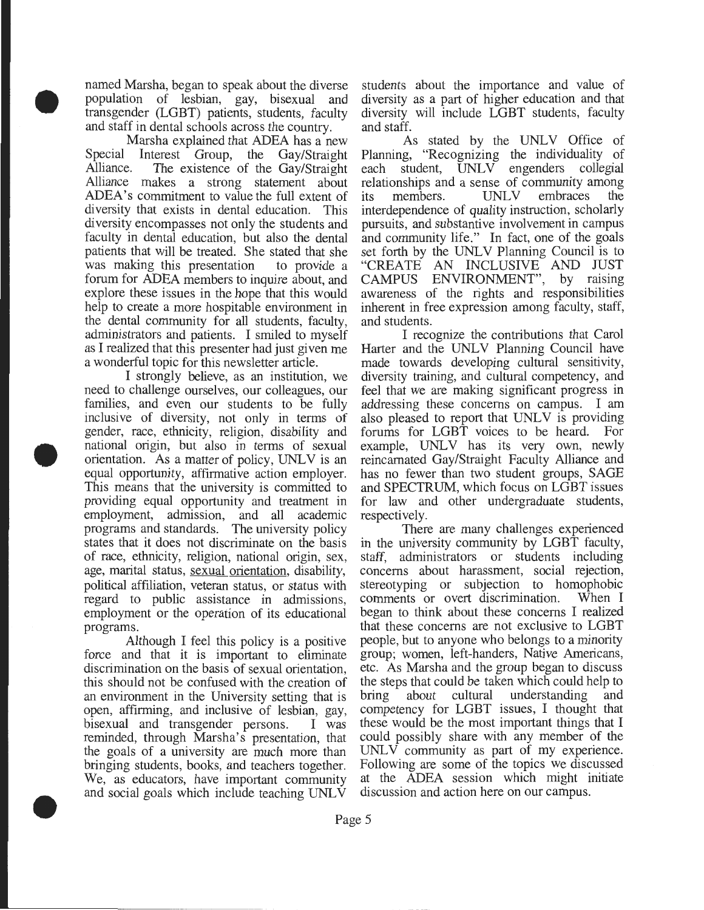named Marsha, began to speak about the diverse population of lesbian, gay, bisexual and transgender (LGBT) patients, students, faculty and staff in dental schools across the country.

Marsha explained that ADEA has a new Special Interest Group, the Gay/Straight Alliance. The existence of the Gay/Straight Alliance makes a strong statement about ADEA's commitment to value the full extent of diversity that exists in dental education. This diversity encompasses not only the students and faculty in dental education, but also the dental patients that will be treated. She stated that she was making this presentation to provide a forum for ADEA members to inquire about, and explore these issues in the hope that this would help to create a more hospitable environment in the dental community for all students, faculty, administrators and patients. I smiled to myself as I realized that this presenter had just given me a wonderful topic for this newsletter article.

I strongly believe, as an institution, we need to challenge ourselves, our colleagues, our families, and even our students to be fully inclusive of diversity, not only in terms of gender, race, ethnicity, religion, disability and national origin, but also in terms of sexual orientation. As a matter of policy, UNLV is an equal opportunity, affirmative action employer. This means that the university is committed to providing equal opportunity and treatment in employment, admission, and all academic programs and standards. The university policy states that it does not discriminate on the basis of race, ethnicity, religion, national origin, sex, age, marital status, sexual orientation, disability, political affiliation, veteran status, or status with regard to public assistance in admissions, employment or the operation of its educational programs.

Although I feel this policy is a positive force and that it is important to eliminate discrimination on the basis of sexual orientation, this should not be confused with the creation of an environment in the University setting that is open, affirming, and inclusive of lesbian, gay, bisexual and transgender persons. I was reminded, through Marsha's presentation, that the goals of a university are much more than bringing students, books, and teachers together. We, as educators, have important community and social goals which include teaching UNLV students about the importance and value of diversity as a part of higher education and that diversity will include LGBT students, faculty and staff.

As stated by the UNLV Office of Planning, "Recognizing the individuality of each student, UNLV engenders collegial relationships and a sense of community among its members. UNLV embraces the interdependence of quality instruction, scholarly pursuits, and substantive involvement in campus and community life." In fact, one of the goals set forth by the UNLV Planning Council is to "CREATE AN INCLUSIVE AND JUST CAMPUS ENVIRONMENT", by raising awareness of the rights and responsibilities inherent in free expression among faculty, staff, and students.

I recognize the contributions that Carol Harter and the UNLV Planning Council have made towards developing cultural sensitivity, diversity training, and cultural competency, and feel that we are making significant progress in addressing these concerns on campus. I am also pleased to report that UNLV is providing forums for LGBT voices to be heard. For example, UNLV has its very own, newly reincarnated Gay/Straight Faculty Alliance and has no fewer than two student groups, SAGE and SPECTRUM, which focus on LGBT issues for law and other undergraduate students, respectively.

There are many challenges experienced in the university community by LGBT faculty, staff, administrators or students including concerns about harassment, social rejection, stereotyping or subjection to homophobic comments or overt discrimination. When I began to think about these concerns I realized that these concerns are not exclusive to LGBT people, but to anyone who belongs to a minority group; women, left-handers, Native Americans, etc. As Marsha and the group began to discuss the steps that could be taken which could help to bring about cultural understanding and competency for LGBT issues, I thought that these would be the most important things that I could possibly share with any member of the UNLV community as part of my experience. Following are some of the topics we discussed at the ADEA session which might initiate discussion and action here on our campus.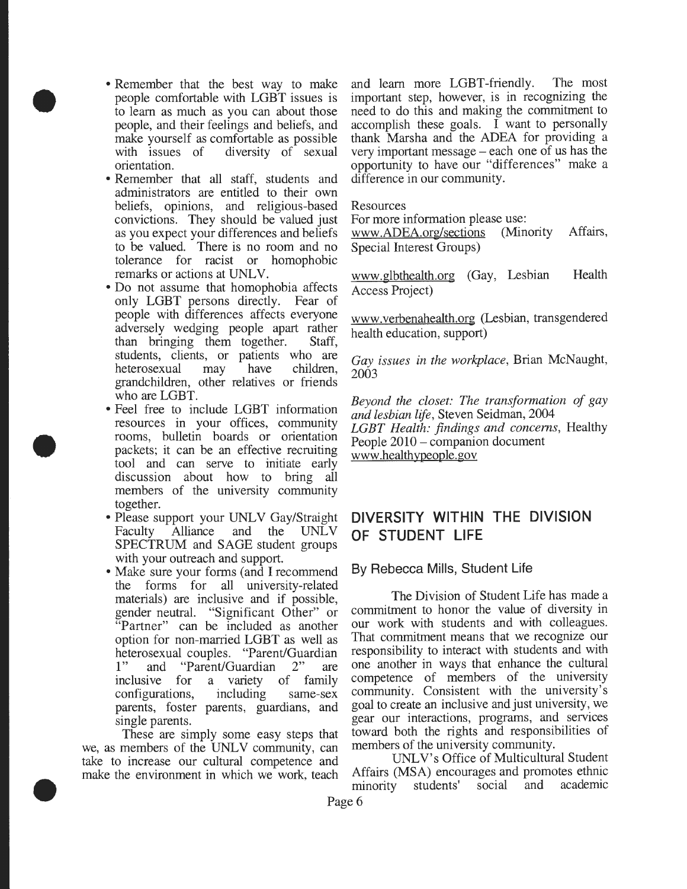- Remember that the best way to make people comfortable with LGBT issues is to learn as much as you can about those people, and their feelings and beliefs, and make yourself as comfortable as possible with issues of diversity of sexual orientation.
- Remember that all staff, students and administrators are entitled to their own beliefs, opinions, and religious-based convictions. They should be valued just as you expect your differences and beliefs to be valued. There is no room and no tolerance for racist or homophobic remarks or actions at UNLV.
- Do not assume that homophobia affects only LGBT persons directly. Fear of people with differences affects everyone adversely wedging people apart rather than bringing them together. Staff, students, clients, or patients who are heterosexual may have children, grandchildren, other relatives or friends who are LGBT.
- Feel free to include LGBT information resources in your offices, community rooms, bulletin boards or orientation packets; it can be an effective recruiting tool and can serve to initiate early discussion about how to bring all members of the university community together.
- Please support your UNLV Gay/Straight Faculty Alliance and the UNLV SPECTRUM and SAGE student groups with your outreach and support.
- Make sure your forms (and I recommend the forms for all university-related materials) are inclusive and if possible, gender neutral. "Significant Other" or "Partner" can be included as another option for non-married LGBT as well as heterosexual couples. "Parent/Guardian 1" and "Parent/Guardian 2" are inclusive for a variety of family configurations, including same-sex parents, foster parents, guardians, and single parents.

These are simply some easy steps that we, as members of the UNLV community, can take to increase our cultural competence and make the environment in which we work, teach and learn more LGBT-friendly. The most important step, however, is in recognizing the need to do this and making the commitment to accomplish these goals. I want to personally thank Marsha and the ADEA for providing a very important message – each one of us has the opportunity to have our "differences" make a difference in our community.

Resources

For more information please use:

www.ADEA.org/sections (Minority Affairs, Special Interest Groups)

www.glbthealth.org (Gay, Lesbian Health Access Project)

www.verbenahealth.org (Lesbian, transgendered health education, support)

*Gay issues in the workplace*, Brian McNaught, 2003

*Beyond the closet: The transformation of gay and lesbian life*, Steven Seidman, 2004

*LGBT Health: findings and concerns*, Healthy People 2010 – companion document www.healthypeople.gov

## DIVERSITY WITHIN THE DIVISION OF STUDENT LIFE

### By Rebecca Mills, Student Life

The Division of Student Life has made a commitment to honor the value of diversity in our work with students and with colleagues. That commitment means that we recognize our responsibility to interact with students and with one another in ways that enhance the cultural competence of members of the university community. Consistent with the university's goal to create an inclusive and just university, we gear our interactions, programs, and services toward both the rights and responsibilities of members of the university community.

UNLV's Office of Multicultural Student Affairs (MSA) encourages and promotes ethnic minority students' social and academic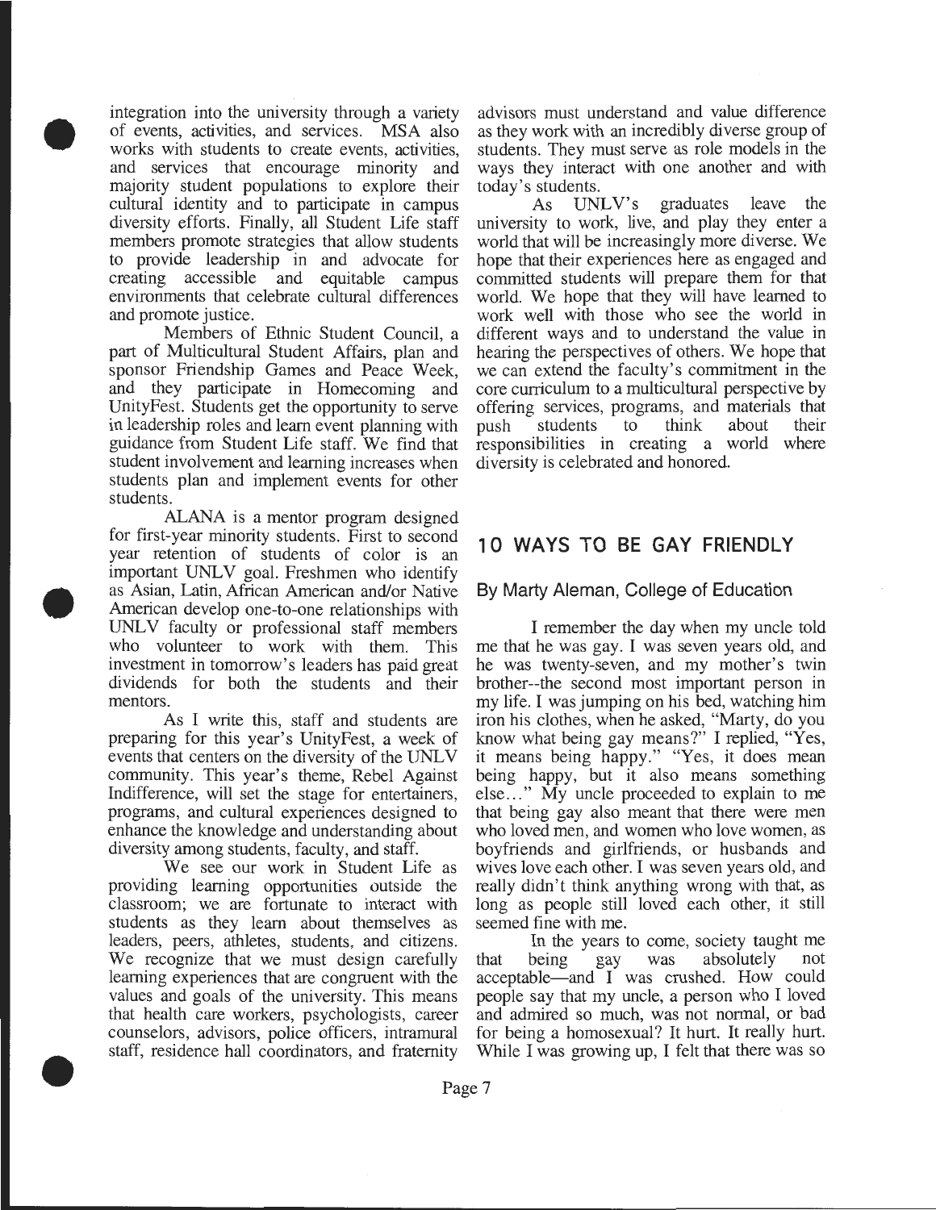integration into the university through a variety of events, activities, and services. MSA also works with students to create events, activities, and services that encourage minority and majority student populations to explore their cultural identity and to participate in campus diversity efforts. Finally, all Student Life staff members promote strategies that allow students to provide leadership in and advocate for creating accessible and equitable campus environments that celebrate cultural differences and promote justice.

Members of Ethnic Student Council, a part of Multicultural Student Affairs, plan and sponsor Friendship Games and Peace Week, and they participate in Homecoming and UnityFest. Students get the opportunity to serve in leadership roles and learn event planning with guidance from Student Life staff. We find that student involvement and learning increases when students plan and implement events for other students.

ALANA is a mentor program designed for first-year minority students. First to second year retention of students of color is an important UNLV goal. Freshmen who identify as Asian, Latin, African American and/or Native American develop one-to-one relationships with UNLV faculty or professional staff members who volunteer to work with them. This investment in tomorrow's leaders has paid great dividends for both the students and their mentors.

As I write this, staff and students are preparing for this year's UnityFest, a week of events that centers on the diversity of the UNLV community. This year's theme, Rebel Against Indifference, will set the stage for entertainers, programs, and cultural experiences designed to enhance the knowledge and understanding about diversity among students, faculty, and staff.

We see our work in Student Life as providing learning opportunities outside the classroom; we are fortunate to interact with students as they learn about themselves as leaders, peers, athletes, students, and citizens. We recognize that we must design carefully learning experiences that are congruent with the values and goals of the university. This means that health care workers, psychologists, career counselors, advisors, police officers, intramural staff, residence hall coordinators, and fraternity advisors must understand and value difference as they work with an incredibly diverse group of students. They must serve as role models in the ways they interact with one another and with today's students.

As UNLV's graduates leave the university to work, live, and play they enter a world that will be increasingly more diverse. We hope that their experiences here as engaged and committed students will prepare them for that world. We hope that they will have learned to work well with those who see the world in different ways and to understand the value in hearing the perspectives of others. We hope that we can extend the faculty's commitment in the core curriculum to a multicultural perspective by offering services, programs, and materials that push students to think about their responsibilities in creating a world where diversity is celebrated and honored.

## 10 WAYS TO BE GAY FRIENDLY

### By Marty Aleman, College of Education

I remember the day when my uncle told me that he was gay. I was seven years old, and he was twenty-seven, and my mother's twin brother--the second most important person in my life. I was jumping on his bed, watching him iron his clothes, when he asked, "Marty, do you know what being gay means?" I replied, "Yes, it means being happy." "Yes, it does mean being happy, but it also means something else..." My uncle proceeded to explain to me that being gay also meant that there were men who loved men, and women who love women, as boyfriends and girlfriends, or husbands and wives love each other. I was seven years old, and really didn't think anything wrong with that, as long as people still loved each other, it still seemed fine with me.

In the years to come, society taught me that being gay was absolutely not acceptable—and I was crushed. How could people say that my uncle, a person who I loved and admired so much, was not normal, or bad for being a homosexual? It hurt. It really hurt. While I was growing up, I felt that there was so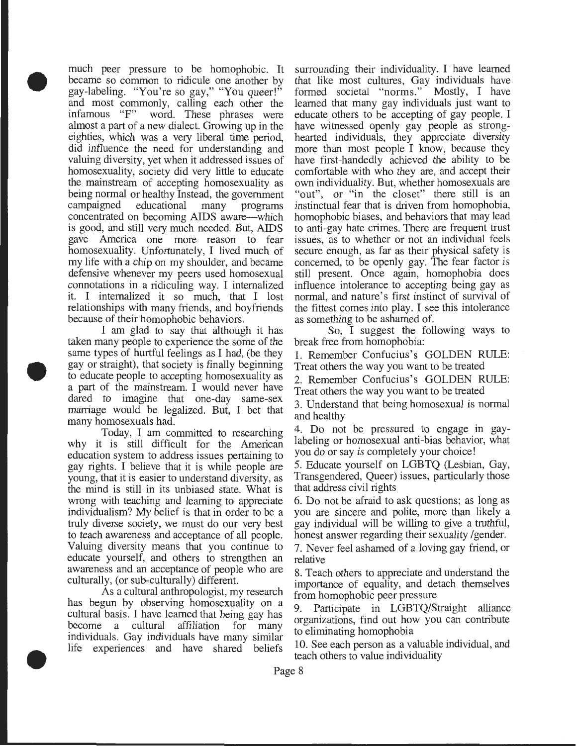much peer pressure to be homophobic. It became so common to ridicule one another by gay-labeling. "You're so gay," "You queer!" and most commonly, calling each other the infamous "F" word. These phrases were almost a part of a new dialect. Growing up in the eighties, which was a very liberal time period, did influence the need for understanding and valuing diversity, yet when it addressed issues of homosexuality, society did very little to educate the mainstream of accepting homosexuality as being normal or healthy Instead, the government campaigned educational many programs concentrated on becoming AIDS aware—which is good, and still very much needed. But, AIDS gave America one more reason to fear homosexuality. Unfortunately, I lived much of my life with a chip on my shoulder, and became defensive whenever my peers used homosexual connotations in a ridiculing way. I internalized it. I internalized it so much, that I lost relationships with many friends, and boyfriends because of their homophobic behaviors.

I am glad to say that although it has taken many people to experience the some of the same types of hurtful feelings as I had, (be they gay or straight), that society is finally beginning to educate people to accepting homosexuality as a part of the mainstream. I would never have dared to imagine that one-day same-sex marriage would be legalized. But, I bet that many homosexuals had.

Today, I am committed to researching why it is still difficult for the American education system to address issues pertaining to gay rights. I believe that it is while people are young, that it is easier to understand diversity, as the mind is still in its unbiased state. What is wrong with teaching and learning to appreciate individualism? My belief is that in order to be a truly diverse society, we must do our very best to teach awareness and acceptance of all people. Valuing diversity means that you continue to educate yourself, and others to strengthen an awareness and an acceptance of people who are culturally, (or sub-culturally) different.

As a cultural anthropologist, my research has begun by observing homosexuality on a cultural basis. I have learned that being gay has become a cultural affiliation for many individuals. Gay individuals have many similar life experiences and have shared beliefs surrounding their individuality. I have learned that like most cultures, Gay individuals have formed societal "norms." Mostly, I have learned that many gay individuals just want to educate others to be accepting of gay people. I have witnessed openly gay people as strong-hearted individuals, they appreciate diversity more than most people I know, because they have first-handedly achieved the ability to be comfortable with who they are, and accept their own individuality. But, whether homosexuals are "out", or "in the closet" there still is an instinctual fear that is driven from homophobia, homophobic biases, and behaviors that may lead to anti-gay hate crimes. There are frequent trust issues, as to whether or not an individual feels secure enough, as far as their physical safety is concerned, to be openly gay. The fear factor is still present. Once again, homophobia does influence intolerance to accepting being gay as normal, and nature's first instinct of survival of the fittest comes into play. I see this intolerance as something to be ashamed of.

So, I suggest the following ways to break free from homophobia:

1. Remember Confucius's GOLDEN RULE: Treat others the way you want to be treated
2. Remember Confucius's GOLDEN RULE: Treat others the way you want to be treated
3. Understand that being homosexual is normal and healthy
4. Do not be pressured to engage in gay-labeling or homosexual anti-bias behavior, what you do or say is completely your choice!
5. Educate yourself on LGBTQ (Lesbian, Gay, Transgendered, Queer) issues, particularly those that address civil rights
6. Do not be afraid to ask questions; as long as you are sincere and polite, more than likely a gay individual will be willing to give a truthful, honest answer regarding their sexuality /gender.
7. Never feel ashamed of a loving gay friend, or relative
8. Teach others to appreciate and understand the importance of equality, and detach themselves from homophobic peer pressure
9. Participate in LGBTQ/Straight alliance organizations, find out how you can contribute to eliminating homophobia
10. See each person as a valuable individual, and teach others to value individuality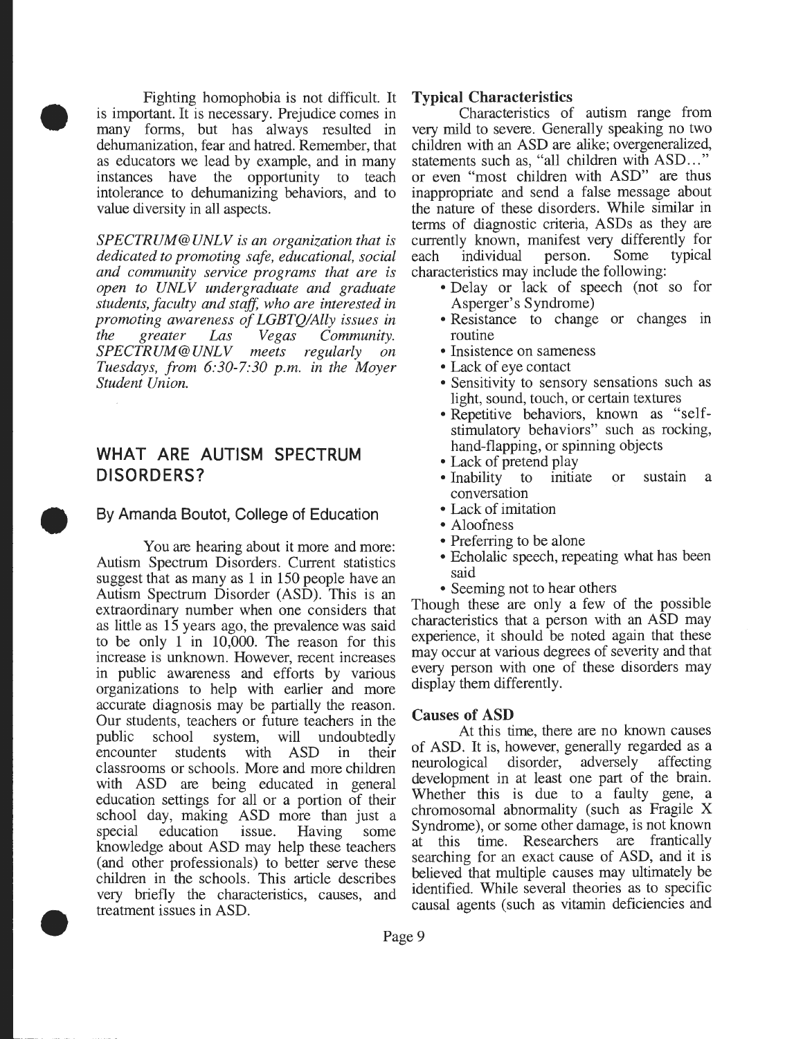Fighting homophobia is not difficult. It is important. It is necessary. Prejudice comes in many forms, but has always resulted in dehumanization, fear and hatred. Remember, that as educators we lead by example, and in many instances have the opportunity to teach intolerance to dehumanizing behaviors, and to value diversity in all aspects.

*SPECTRUM@UNLV is an organization that is dedicated to promoting safe, educational, social and community service programs that are is open to UNLV undergraduate and graduate students, faculty and staff, who are interested in promoting awareness of LGBTQ/Ally issues in the greater Las Vegas Community. SPECTRUM@UNLV meets regularly on Tuesdays, from 6:30-7:30 p.m. in the Moyer Student Union.*

## WHAT ARE AUTISM SPECTRUM DISORDERS?

### By Amanda Boutot, College of Education

You are hearing about it more and more: Autism Spectrum Disorders. Current statistics suggest that as many as 1 in 150 people have an Autism Spectrum Disorder (ASD). This is an extraordinary number when one considers that as little as 15 years ago, the prevalence was said to be only 1 in 10,000. The reason for this increase is unknown. However, recent increases in public awareness and efforts by various organizations to help with earlier and more accurate diagnosis may be partially the reason. Our students, teachers or future teachers in the public school system, will undoubtedly encounter students with ASD in their classrooms or schools. More and more children with ASD are being educated in general education settings for all or a portion of their school day, making ASD more than just a special education issue. Having some knowledge about ASD may help these teachers (and other professionals) to better serve these children in the schools. This article describes very briefly the characteristics, causes, and treatment issues in ASD.

**Typical Characteristics**

Characteristics of autism range from very mild to severe. Generally speaking no two children with an ASD are alike; overgeneralized, statements such as, "all children with ASD..." or even "most children with ASD" are thus inappropriate and send a false message about the nature of these disorders. While similar in terms of diagnostic criteria, ASDs as they are currently known, manifest very differently for each individual person. Some typical characteristics may include the following:

- Delay or lack of speech (not so for Asperger's Syndrome)
- Resistance to change or changes in routine
- Insistence on sameness
- Lack of eye contact
- Sensitivity to sensory sensations such as light, sound, touch, or certain textures
- Repetitive behaviors, known as "self-stimulatory behaviors" such as rocking, hand-flapping, or spinning objects
- Lack of pretend play
- Inability to initiate or sustain a conversation
- Lack of imitation
- Aloofness
- Preferring to be alone
- Echolalic speech, repeating what has been said
- Seeming not to hear others

Though these are only a few of the possible characteristics that a person with an ASD may experience, it should be noted again that these may occur at various degrees of severity and that every person with one of these disorders may display them differently.

**Causes of ASD**

At this time, there are no known causes of ASD. It is, however, generally regarded as a neurological disorder, adversely affecting development in at least one part of the brain. Whether this is due to a faulty gene, a chromosomal abnormality (such as Fragile X Syndrome), or some other damage, is not known at this time. Researchers are frantically searching for an exact cause of ASD, and it is believed that multiple causes may ultimately be identified. While several theories as to specific causal agents (such as vitamin deficiencies and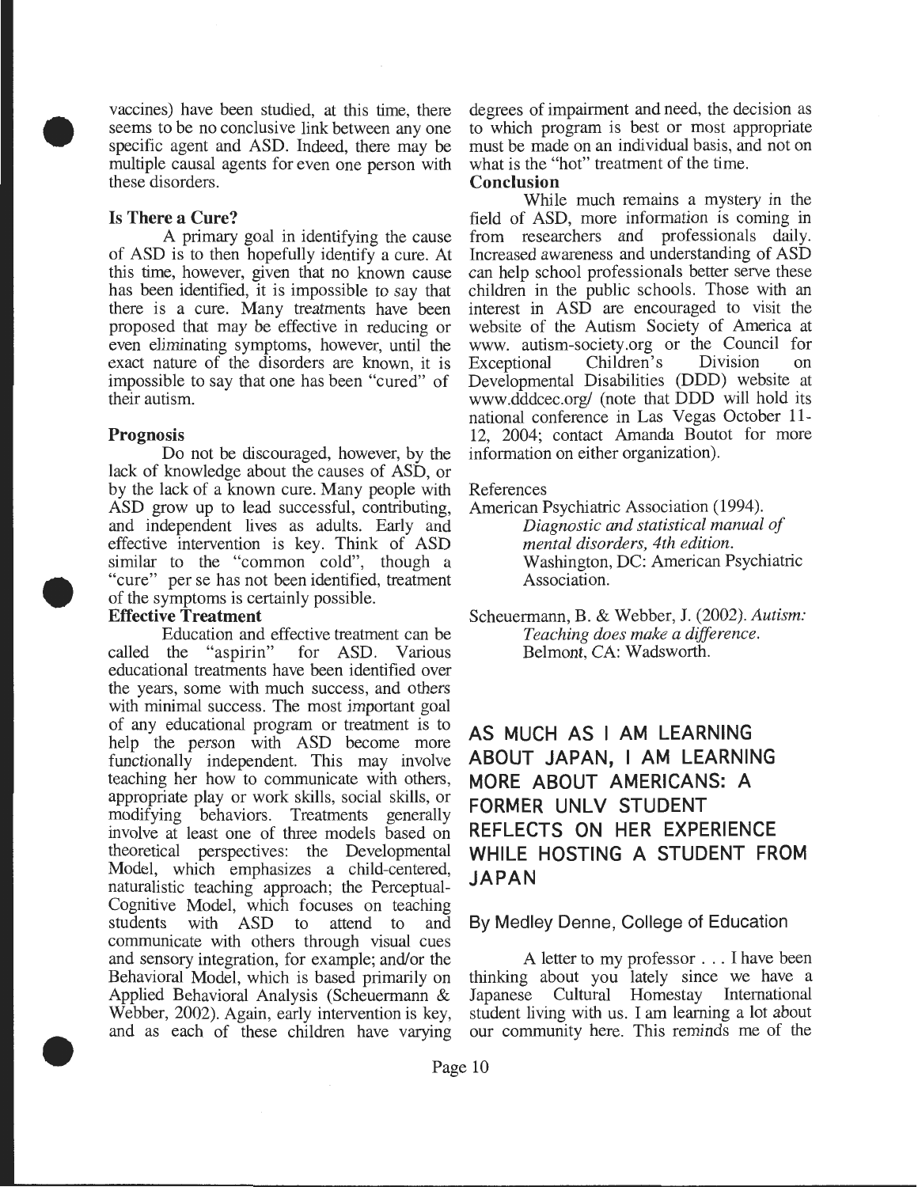vaccines) have been studied, at this time, there seems to be no conclusive link between any one specific agent and ASD. Indeed, there may be multiple causal agents for even one person with these disorders.

### Is There a Cure?

A primary goal in identifying the cause of ASD is to then hopefully identify a cure. At this time, however, given that no known cause has been identified, it is impossible to say that there is a cure. Many treatments have been proposed that may be effective in reducing or even eliminating symptoms, however, until the exact nature of the disorders are known, it is impossible to say that one has been "cured" of their autism.

### Prognosis

Do not be discouraged, however, by the lack of knowledge about the causes of ASD, or by the lack of a known cure. Many people with ASD grow up to lead successful, contributing, and independent lives as adults. Early and effective intervention is key. Think of ASD similar to the "common cold", though a "cure" per se has not been identified, treatment of the symptoms is certainly possible.

### Effective Treatment

Education and effective treatment can be called the "aspirin" for ASD. Various educational treatments have been identified over the years, some with much success, and others with minimal success. The most important goal of any educational program or treatment is to help the person with ASD become more functionally independent. This may involve teaching her how to communicate with others, appropriate play or work skills, social skills, or modifying behaviors. Treatments generally involve at least one of three models based on theoretical perspectives: the Developmental Model, which emphasizes a child-centered, naturalistic teaching approach; the Perceptual-Cognitive Model, which focuses on teaching students with ASD to attend to and communicate with others through visual cues and sensory integration, for example; and/or the Behavioral Model, which is based primarily on Applied Behavioral Analysis (Scheuermann & Webber, 2002). Again, early intervention is key, and as each of these children have varying degrees of impairment and need, the decision as to which program is best or most appropriate must be made on an individual basis, and not on what is the "hot" treatment of the time.

### Conclusion

While much remains a mystery in the field of ASD, more information is coming in from researchers and professionals daily. Increased awareness and understanding of ASD can help school professionals better serve these children in the public schools. Those with an interest in ASD are encouraged to visit the website of the Autism Society of America at www. autism-society.org or the Council for Exceptional Children's Division on Developmental Disabilities (DDD) website at www.dddcec.org/ (note that DDD will hold its national conference in Las Vegas October 11-12, 2004; contact Amanda Boutot for more information on either organization).

References

American Psychiatric Association (1994). *Diagnostic and statistical manual of mental disorders, 4th edition.* Washington, DC: American Psychiatric Association.

Scheuermann, B. & Webber, J. (2002). *Autism: Teaching does make a difference.* Belmont, CA: Wadsworth.

## AS MUCH AS I AM LEARNING ABOUT JAPAN, I AM LEARNING MORE ABOUT AMERICANS: A FORMER UNLV STUDENT REFLECTS ON HER EXPERIENCE WHILE HOSTING A STUDENT FROM JAPAN

By Medley Denne, College of Education

A letter to my professor . . . I have been thinking about you lately since we have a Japanese Cultural Homestay International student living with us. I am learning a lot about our community here. This reminds me of the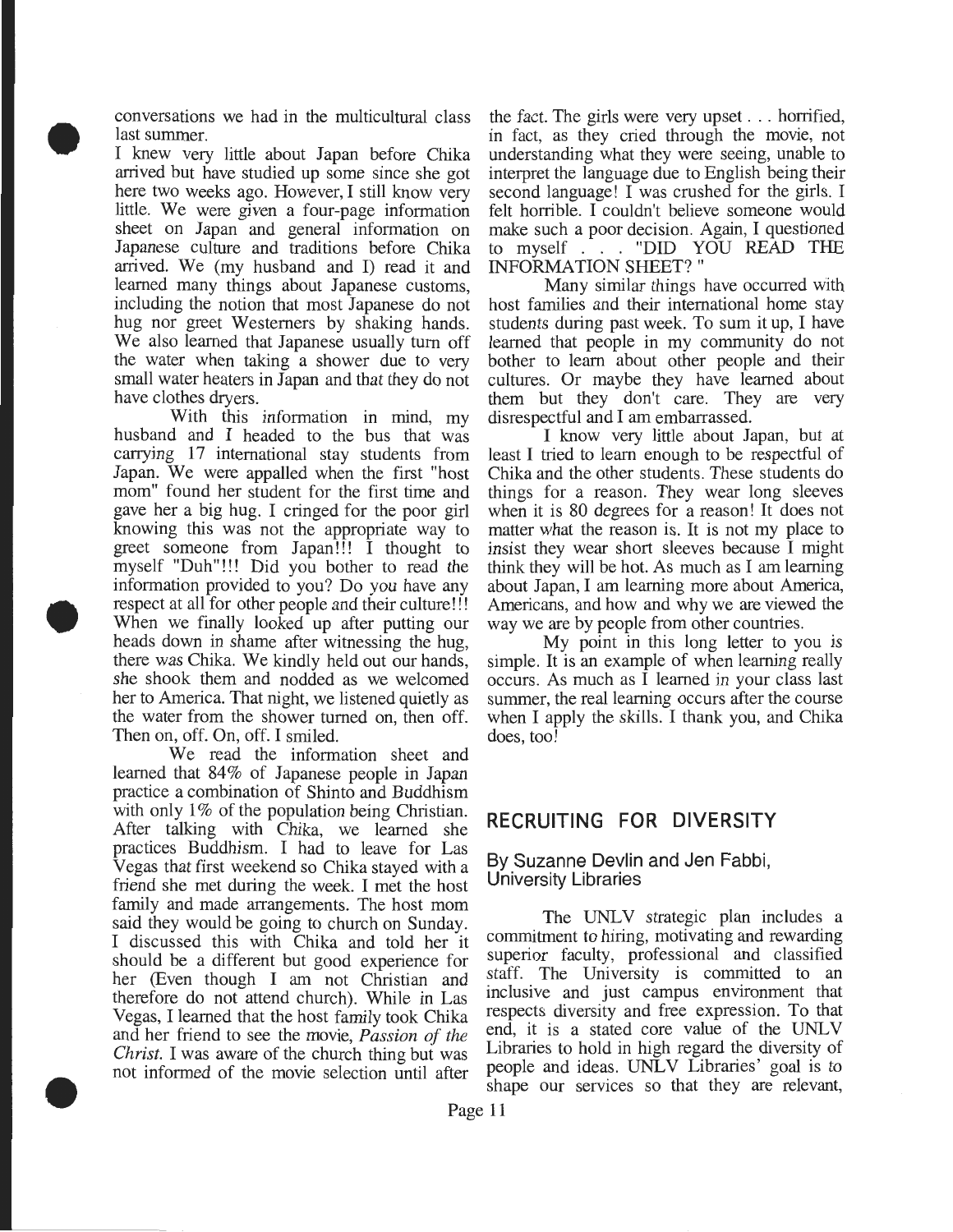conversations we had in the multicultural class last summer.

I knew very little about Japan before Chika arrived but have studied up some since she got here two weeks ago. However, I still know very little. We were given a four-page information sheet on Japan and general information on Japanese culture and traditions before Chika arrived. We (my husband and I) read it and learned many things about Japanese customs, including the notion that most Japanese do not hug nor greet Westerners by shaking hands. We also learned that Japanese usually turn off the water when taking a shower due to very small water heaters in Japan and that they do not have clothes dryers.

With this information in mind, my husband and I headed to the bus that was carrying 17 international stay students from Japan. We were appalled when the first "host mom" found her student for the first time and gave her a big hug. I cringed for the poor girl knowing this was not the appropriate way to greet someone from Japan!!! I thought to myself "Duh"!!! Did you bother to read the information provided to you? Do you have any respect at all for other people and their culture!!! When we finally looked up after putting our heads down in shame after witnessing the hug, there was Chika. We kindly held out our hands, she shook them and nodded as we welcomed her to America. That night, we listened quietly as the water from the shower turned on, then off. Then on, off. On, off. I smiled.

We read the information sheet and learned that 84% of Japanese people in Japan practice a combination of Shinto and Buddhism with only 1% of the population being Christian. After talking with Chika, we learned she practices Buddhism. I had to leave for Las Vegas that first weekend so Chika stayed with a friend she met during the week. I met the host family and made arrangements. The host mom said they would be going to church on Sunday. I discussed this with Chika and told her it should be a different but good experience for her (Even though I am not Christian and therefore do not attend church). While in Las Vegas, I learned that the host family took Chika and her friend to see the movie, *Passion of the Christ.* I was aware of the church thing but was not informed of the movie selection until after the fact. The girls were very upset . . . horrified, in fact, as they cried through the movie, not understanding what they were seeing, unable to interpret the language due to English being their second language! I was crushed for the girls. I felt horrible. I couldn't believe someone would make such a poor decision. Again, I questioned to myself . . . "DID YOU READ THE INFORMATION SHEET? "

Many similar things have occurred with host families and their international home stay students during past week. To sum it up, I have learned that people in my community do not bother to learn about other people and their cultures. Or maybe they have learned about them but they don't care. They are very disrespectful and I am embarrassed.

I know very little about Japan, but at least I tried to learn enough to be respectful of Chika and the other students. These students do things for a reason. They wear long sleeves when it is 80 degrees for a reason! It does not matter what the reason is. It is not my place to insist they wear short sleeves because I might think they will be hot. As much as I am learning about Japan, I am learning more about America, Americans, and how and why we are viewed the way we are by people from other countries.

My point in this long letter to you is simple. It is an example of when learning really occurs. As much as I learned in your class last summer, the real learning occurs after the course when I apply the skills. I thank you, and Chika does, too!

## RECRUITING FOR DIVERSITY

**By Suzanne Devlin and Jen Fabbi, University Libraries**

The UNLV strategic plan includes a commitment to hiring, motivating and rewarding superior faculty, professional and classified staff. The University is committed to an inclusive and just campus environment that respects diversity and free expression. To that end, it is a stated core value of the UNLV Libraries to hold in high regard the diversity of people and ideas. UNLV Libraries' goal is to shape our services so that they are relevant,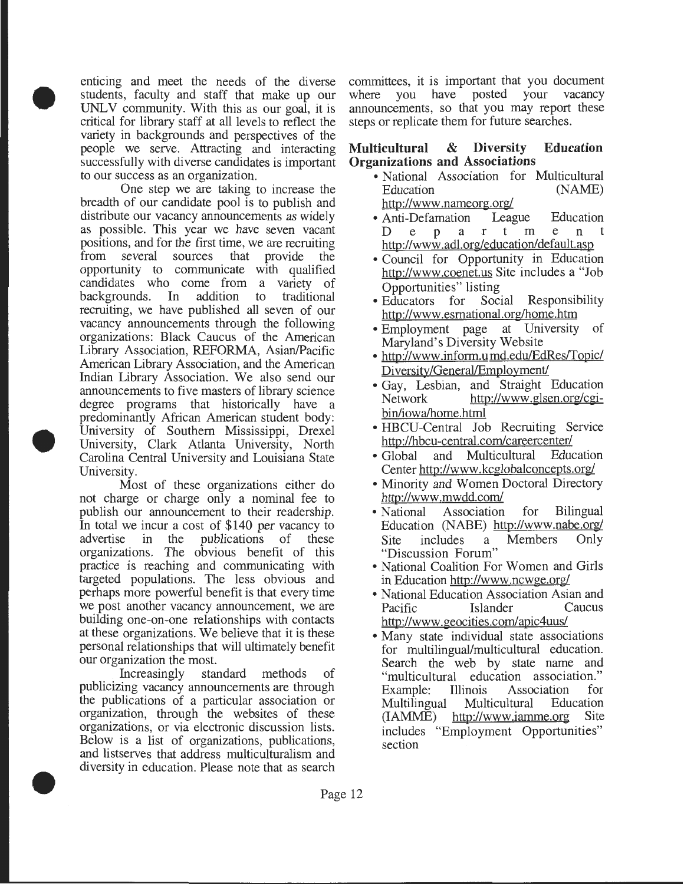enticing and meet the needs of the diverse students, faculty and staff that make up our UNLV community. With this as our goal, it is critical for library staff at all levels to reflect the variety in backgrounds and perspectives of the people we serve. Attracting and interacting successfully with diverse candidates is important to our success as an organization.

One step we are taking to increase the breadth of our candidate pool is to publish and distribute our vacancy announcements as widely as possible. This year we have seven vacant positions, and for the first time, we are recruiting from several sources that provide the opportunity to communicate with qualified candidates who come from a variety of backgrounds. In addition to traditional recruiting, we have published all seven of our vacancy announcements through the following organizations: Black Caucus of the American Library Association, REFORMA, Asian/Pacific American Library Association, and the American Indian Library Association. We also send our announcements to five masters of library science degree programs that historically have a predominantly African American student body: University of Southern Mississippi, Drexel University, Clark Atlanta University, North Carolina Central University and Louisiana State University.

Most of these organizations either do not charge or charge only a nominal fee to publish our announcement to their readership. In total we incur a cost of $140 per vacancy to advertise in the publications of these organizations. The obvious benefit of this practice is reaching and communicating with targeted populations. The less obvious and perhaps more powerful benefit is that every time we post another vacancy announcement, we are building one-on-one relationships with contacts at these organizations. We believe that it is these personal relationships that will ultimately benefit our organization the most.

Increasingly standard methods of publicizing vacancy announcements are through the publications of a particular association or organization, through the websites of these organizations, or via electronic discussion lists. Below is a list of organizations, publications, and listserves that address multiculturalism and diversity in education. Please note that as search committees, it is important that you document where you have posted your vacancy announcements, so that you may report these steps or replicate them for future searches.

**Multicultural & Diversity Education Organizations and Associations**

- National Association for Multicultural Education (NAME) http://www.nameorg.org/
- Anti-Defamation League Education Department http://www.adl.org/education/default.asp
- Council for Opportunity in Education http://www.coenet.us Site includes a "Job Opportunities" listing
- Educators for Social Responsibility http://www.esrnational.org/home.htm
- Employment page at University of Maryland's Diversity Website
- http://www.inform.umd.edu/EdRes/Topic/Diversity/General/Employment/
- Gay, Lesbian, and Straight Education Network http://www.glsen.org/cgi-bin/iowa/home.html
- HBCU-Central Job Recruiting Service http://hbcu-central.com/careercenter/
- Global and Multicultural Education Center http://www.kcglobalconcepts.org/
- Minority and Women Doctoral Directory http://www.mwdd.com/
- National Association for Bilingual Education (NABE) http://www.nabe.org/ Site includes a Members Only "Discussion Forum"
- National Coalition For Women and Girls in Education http://www.ncwge.org/
- National Education Association Asian and Pacific Islander Caucus http://www.geocities.com/apic4uus/
- Many state individual state associations for multilingual/multicultural education. Search the web by state name and "multicultural education association." Example: Illinois Association for Multilingual Multicultural Education (IAMME) http://www.iamme.org Site includes "Employment Opportunities" section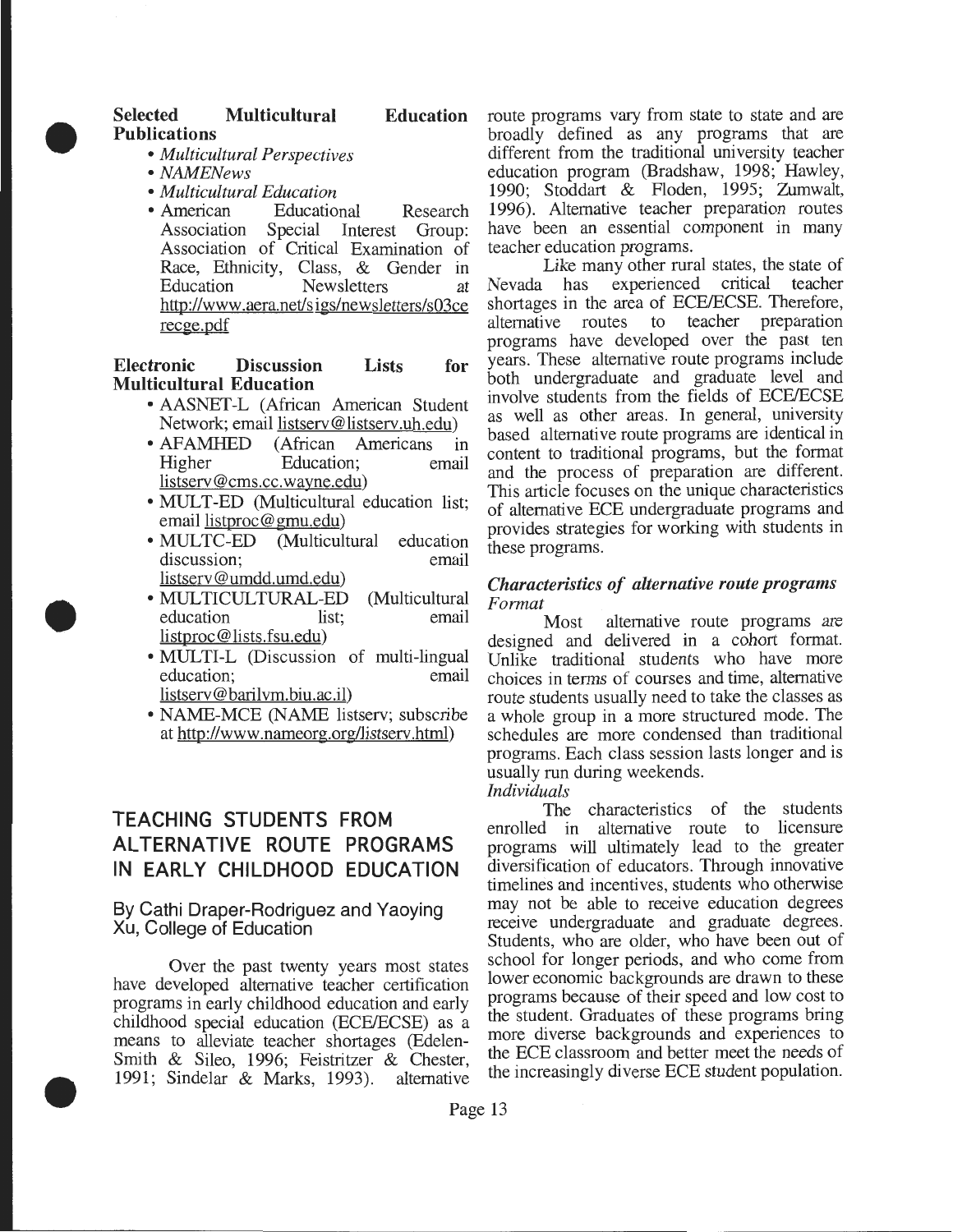**Selected Multicultural Education Publications**

- *Multicultural Perspectives*
- *NAMENews*
- *Multicultural Education*
- American Educational Research Association Special Interest Group: Association of Critical Examination of Race, Ethnicity, Class, & Gender in Education Newsletters at http://www.aera.net/sigs/newsletters/s03cerecge.pdf

**Electronic Discussion Lists for Multicultural Education**

- AASNET-L (African American Student Network; email listserv@listserv.uh.edu)
- AFAMHED (African Americans in Higher Education; email listserv@cms.cc.wayne.edu)
- MULT-ED (Multicultural education list; email listproc@gmu.edu)
- MULTC-ED (Multicultural education discussion; email listserv@umdd.umd.edu)
- MULTICULTURAL-ED (Multicultural education list; email listproc@lists.fsu.edu)
- MULTI-L (Discussion of multi-lingual education; email listserv@barilvm.biu.ac.il)
- NAME-MCE (NAME listserv; subscribe at http://www.nameorg.org/listserv.html)

## TEACHING STUDENTS FROM ALTERNATIVE ROUTE PROGRAMS IN EARLY CHILDHOOD EDUCATION

By Cathi Draper-Rodriguez and Yaoying Xu, College of Education

Over the past twenty years most states have developed alternative teacher certification programs in early childhood education and early childhood special education (ECE/ECSE) as a means to alleviate teacher shortages (Edelen-Smith & Sileo, 1996; Feistritzer & Chester, 1991; Sindelar & Marks, 1993). alternative route programs vary from state to state and are broadly defined as any programs that are different from the traditional university teacher education program (Bradshaw, 1998; Hawley, 1990; Stoddart & Floden, 1995; Zumwalt, 1996). Alternative teacher preparation routes have been an essential component in many teacher education programs.

Like many other rural states, the state of Nevada has experienced critical teacher shortages in the area of ECE/ECSE. Therefore, alternative routes to teacher preparation programs have developed over the past ten years. These alternative route programs include both undergraduate and graduate level and involve students from the fields of ECE/ECSE as well as other areas. In general, university based alternative route programs are identical in content to traditional programs, but the format and the process of preparation are different. This article focuses on the unique characteristics of alternative ECE undergraduate programs and provides strategies for working with students in these programs.

### *Characteristics of alternative route programs*

*Format*

Most alternative route programs are designed and delivered in a cohort format. Unlike traditional students who have more choices in terms of courses and time, alternative route students usually need to take the classes as a whole group in a more structured mode. The schedules are more condensed than traditional programs. Each class session lasts longer and is usually run during weekends.

*Individuals*

The characteristics of the students enrolled in alternative route to licensure programs will ultimately lead to the greater diversification of educators. Through innovative timelines and incentives, students who otherwise may not be able to receive education degrees receive undergraduate and graduate degrees. Students, who are older, who have been out of school for longer periods, and who come from lower economic backgrounds are drawn to these programs because of their speed and low cost to the student. Graduates of these programs bring more diverse backgrounds and experiences to the ECE classroom and better meet the needs of the increasingly diverse ECE student population.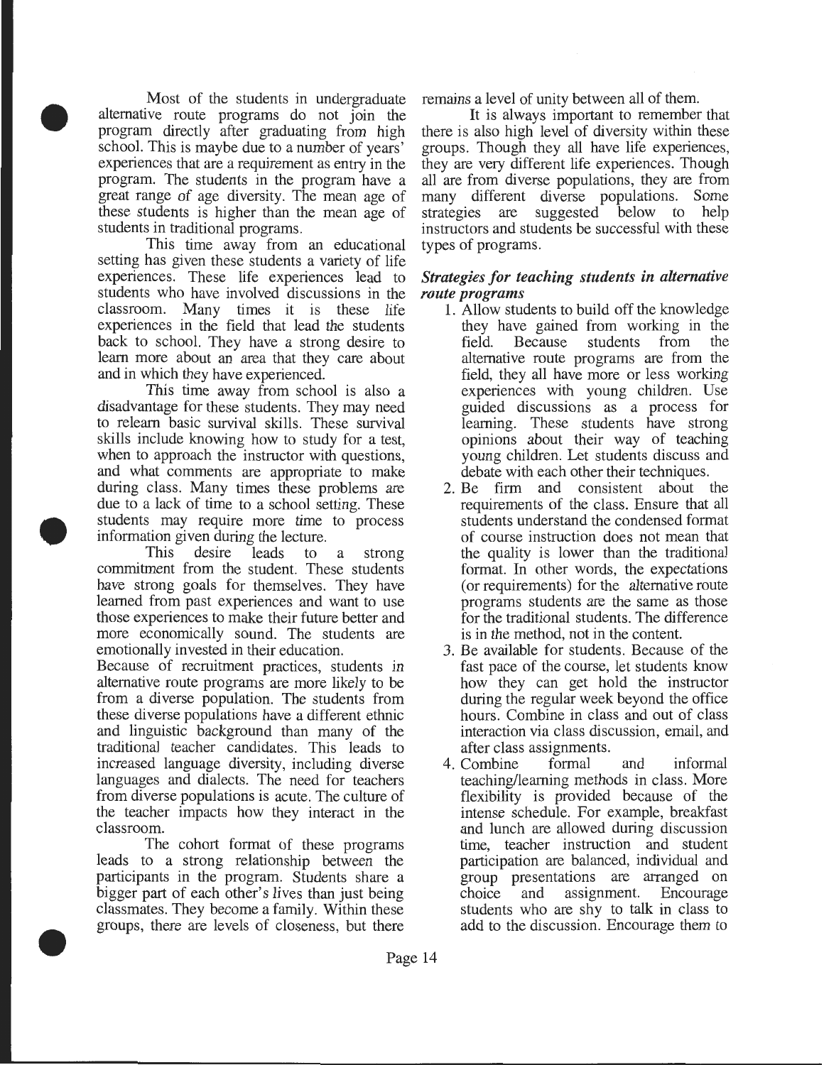Most of the students in undergraduate alternative route programs do not join the program directly after graduating from high school. This is maybe due to a number of years' experiences that are a requirement as entry in the program. The students in the program have a great range of age diversity. The mean age of these students is higher than the mean age of students in traditional programs.

This time away from an educational setting has given these students a variety of life experiences. These life experiences lead to students who have involved discussions in the classroom. Many times it is these life experiences in the field that lead the students back to school. They have a strong desire to learn more about an area that they care about and in which they have experienced.

This time away from school is also a disadvantage for these students. They may need to relearn basic survival skills. These survival skills include knowing how to study for a test, when to approach the instructor with questions, and what comments are appropriate to make during class. Many times these problems are due to a lack of time to a school setting. These students may require more time to process information given during the lecture.

This desire leads to a strong commitment from the student. These students have strong goals for themselves. They have learned from past experiences and want to use those experiences to make their future better and more economically sound. The students are emotionally invested in their education.

Because of recruitment practices, students in alternative route programs are more likely to be from a diverse population. The students from these diverse populations have a different ethnic and linguistic background than many of the traditional teacher candidates. This leads to increased language diversity, including diverse languages and dialects. The need for teachers from diverse populations is acute. The culture of the teacher impacts how they interact in the classroom.

The cohort format of these programs leads to a strong relationship between the participants in the program. Students share a bigger part of each other's lives than just being classmates. They become a family. Within these groups, there are levels of closeness, but there remains a level of unity between all of them.

It is always important to remember that there is also high level of diversity within these groups. Though they all have life experiences, they are very different life experiences. Though all are from diverse populations, they are from many different diverse populations. Some strategies are suggested below to help instructors and students be successful with these types of programs.

### *Strategies for teaching students in alternative route programs*

1. Allow students to build off the knowledge they have gained from working in the field. Because students from the alternative route programs are from the field, they all have more or less working experiences with young children. Use guided discussions as a process for learning. These students have strong opinions about their way of teaching young children. Let students discuss and debate with each other their techniques.
2. Be firm and consistent about the requirements of the class. Ensure that all students understand the condensed format of course instruction does not mean that the quality is lower than the traditional format. In other words, the expectations (or requirements) for the alternative route programs students are the same as those for the traditional students. The difference is in the method, not in the content.
3. Be available for students. Because of the fast pace of the course, let students know how they can get hold the instructor during the regular week beyond the office hours. Combine in class and out of class interaction via class discussion, email, and after class assignments.
4. Combine formal and informal teaching/learning methods in class. More flexibility is provided because of the intense schedule. For example, breakfast and lunch are allowed during discussion time, teacher instruction and student participation are balanced, individual and group presentations are arranged on choice and assignment. Encourage students who are shy to talk in class to add to the discussion. Encourage them to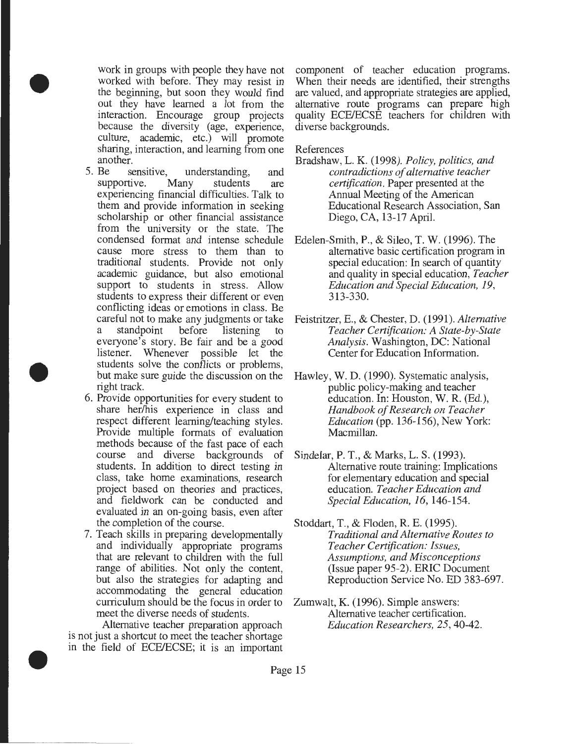work in groups with people they have not worked with before. They may resist in the beginning, but soon they would find out they have learned a lot from the interaction. Encourage group projects because the diversity (age, experience, culture, academic, etc.) will promote sharing, interaction, and learning from one another.

5. Be sensitive, understanding, and supportive. Many students are experiencing financial difficulties. Talk to them and provide information in seeking scholarship or other financial assistance from the university or the state. The condensed format and intense schedule cause more stress to them than to traditional students. Provide not only academic guidance, but also emotional support to students in stress. Allow students to express their different or even conflicting ideas or emotions in class. Be careful not to make any judgments or take a standpoint before listening to everyone's story. Be fair and be a good listener. Whenever possible let the students solve the conflicts or problems, but make sure guide the discussion on the right track.
6. Provide opportunities for every student to share her/his experience in class and respect different learning/teaching styles. Provide multiple formats of evaluation methods because of the fast pace of each course and diverse backgrounds of students. In addition to direct testing in class, take home examinations, research project based on theories and practices, and fieldwork can be conducted and evaluated in an on-going basis, even after the completion of the course.
7. Teach skills in preparing developmentally and individually appropriate programs that are relevant to children with the full range of abilities. Not only the content, but also the strategies for adapting and accommodating the general education curriculum should be the focus in order to meet the diverse needs of students.

Alternative teacher preparation approach is not just a shortcut to meet the teacher shortage in the field of ECE/ECSE; it is an important component of teacher education programs. When their needs are identified, their strengths are valued, and appropriate strategies are applied, alternative route programs can prepare high quality ECE/ECSE teachers for children with diverse backgrounds.

References

Bradshaw, L. K. (1998). *Policy, politics, and contradictions of alternative teacher certification.* Paper presented at the Annual Meeting of the American Educational Research Association, San Diego, CA, 13-17 April.

Edelen-Smith, P., & Sileo, T. W. (1996). The alternative basic certification program in special education: In search of quantity and quality in special education, *Teacher Education and Special Education, 19*, 313-330.

Feistritzer, E., & Chester, D. (1991). *Alternative Teacher Certification: A State-by-State Analysis.* Washington, DC: National Center for Education Information.

Hawley, W. D. (1990). Systematic analysis, public policy-making and teacher education. In: Houston, W. R. (Ed.), *Handbook of Research on Teacher Education* (pp. 136-156), New York: Macmillan.

Sindelar, P. T., & Marks, L. S. (1993). Alternative route training: Implications for elementary education and special education. *Teacher Education and Special Education, 16*, 146-154.

Stoddart, T., & Floden, R. E. (1995). *Traditional and Alternative Routes to Teacher Certification: Issues, Assumptions, and Misconceptions* (Issue paper 95-2). ERIC Document Reproduction Service No. ED 383-697.

Zumwalt, K. (1996). Simple answers: Alternative teacher certification. *Education Researchers, 25*, 40-42.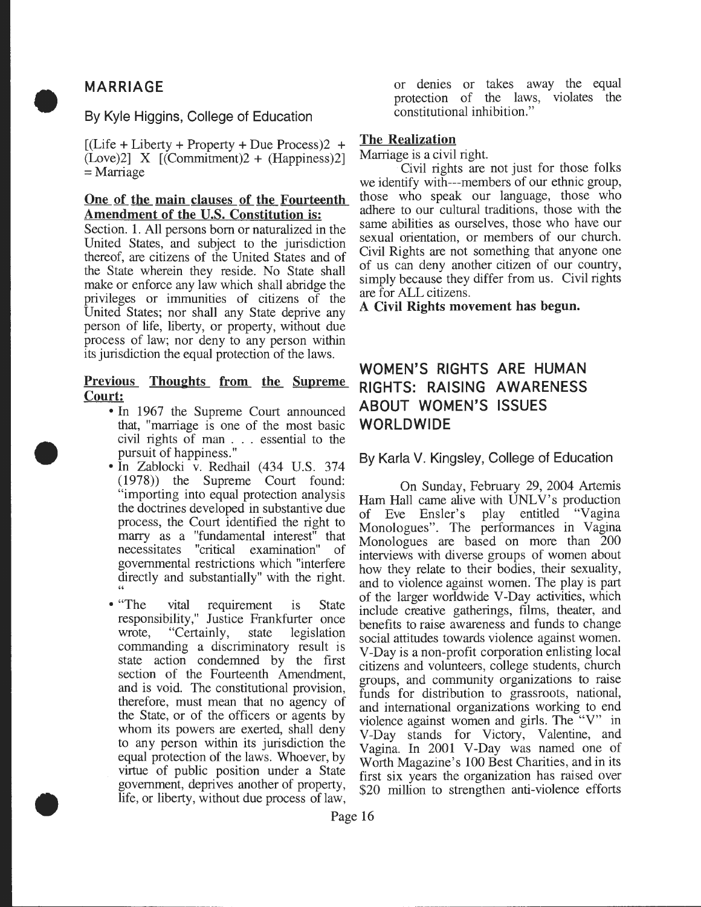## MARRIAGE

By Kyle Higgins, College of Education

[(Life + Liberty + Property + Due Process)2 + (Love)2] X [(Commitment)2 + (Happiness)2] = Marriage

**One of the main clauses of the Fourteenth Amendment of the U.S. Constitution is:**

Section. 1. All persons born or naturalized in the United States, and subject to the jurisdiction thereof, are citizens of the United States and of the State wherein they reside. No State shall make or enforce any law which shall abridge the privileges or immunities of citizens of the United States; nor shall any State deprive any person of life, liberty, or property, without due process of law; nor deny to any person within its jurisdiction the equal protection of the laws.

**Previous Thoughts from the Supreme Court:**

- In 1967 the Supreme Court announced that, "marriage is one of the most basic civil rights of man . . . essential to the pursuit of happiness."
- In Zablocki v. Redhail (434 U.S. 374 (1978)) the Supreme Court found: "importing into equal protection analysis the doctrines developed in substantive due process, the Court identified the right to marry as a "fundamental interest" that necessitates "critical examination" of governmental restrictions which "interfere directly and substantially" with the right. "
- "The vital requirement is State responsibility," Justice Frankfurter once wrote, "Certainly, state legislation commanding a discriminatory result is state action condemned by the first section of the Fourteenth Amendment, and is void. The constitutional provision, therefore, must mean that no agency of the State, or of the officers or agents by whom its powers are exerted, shall deny to any person within its jurisdiction the equal protection of the laws. Whoever, by virtue of public position under a State government, deprives another of property, life, or liberty, without due process of law, or denies or takes away the equal protection of the laws, violates the constitutional inhibition."

**The Realization**

Marriage is a civil right.

Civil rights are not just for those folks we identify with---members of our ethnic group, those who speak our language, those who adhere to our cultural traditions, those with the same abilities as ourselves, those who have our sexual orientation, or members of our church. Civil Rights are not something that anyone one of us can deny another citizen of our country, simply because they differ from us. Civil rights are for ALL citizens.

**A Civil Rights movement has begun.**

## WOMEN'S RIGHTS ARE HUMAN RIGHTS: RAISING AWARENESS ABOUT WOMEN'S ISSUES WORLDWIDE

By Karla V. Kingsley, College of Education

On Sunday, February 29, 2004 Artemis Ham Hall came alive with UNLV's production of Eve Ensler's play entitled "Vagina Monologues". The performances in Vagina Monologues are based on more than 200 interviews with diverse groups of women about how they relate to their bodies, their sexuality, and to violence against women. The play is part of the larger worldwide V-Day activities, which include creative gatherings, films, theater, and benefits to raise awareness and funds to change social attitudes towards violence against women. V-Day is a non-profit corporation enlisting local citizens and volunteers, college students, church groups, and community organizations to raise funds for distribution to grassroots, national, and international organizations working to end violence against women and girls. The "V" in V-Day stands for Victory, Valentine, and Vagina. In 2001 V-Day was named one of Worth Magazine's 100 Best Charities, and in its first six years the organization has raised over $20 million to strengthen anti-violence efforts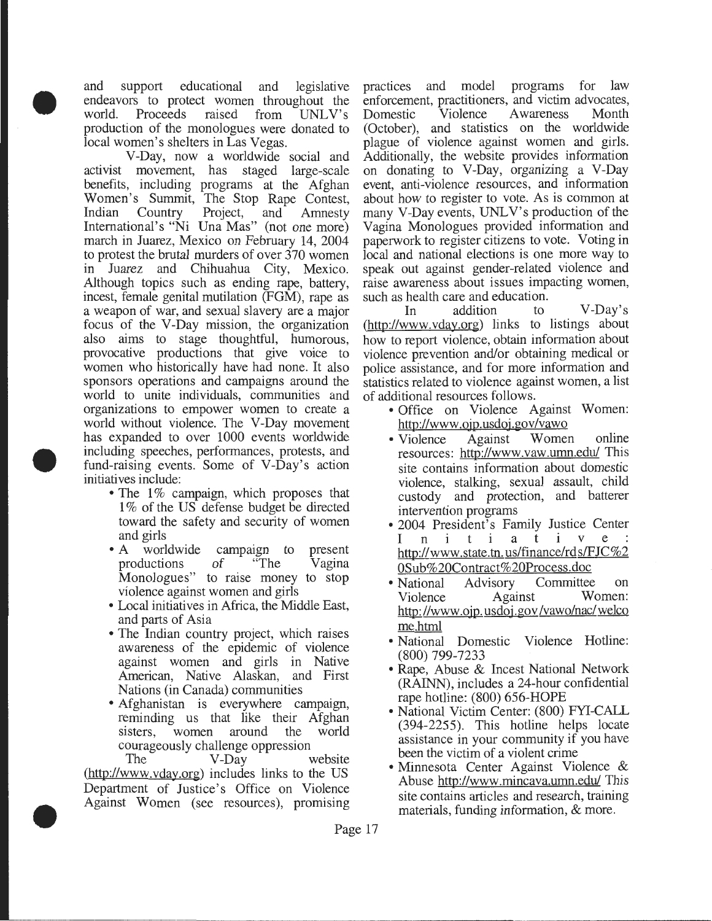and support educational and legislative endeavors to protect women throughout the world. Proceeds raised from UNLV's production of the monologues were donated to local women's shelters in Las Vegas.

V-Day, now a worldwide social and activist movement, has staged large-scale benefits, including programs at the Afghan Women's Summit, The Stop Rape Contest, Indian Country Project, and Amnesty International's "Ni Una Mas" (not one more) march in Juarez, Mexico on February 14, 2004 to protest the brutal murders of over 370 women in Juarez and Chihuahua City, Mexico. Although topics such as ending rape, battery, incest, female genital mutilation (FGM), rape as a weapon of war, and sexual slavery are a major focus of the V-Day mission, the organization also aims to stage thoughtful, humorous, provocative productions that give voice to women who historically have had none. It also sponsors operations and campaigns around the world to unite individuals, communities and organizations to empower women to create a world without violence. The V-Day movement has expanded to over 1000 events worldwide including speeches, performances, protests, and fund-raising events. Some of V-Day's action initiatives include:

- The 1% campaign, which proposes that 1% of the US defense budget be directed toward the safety and security of women and girls
- A worldwide campaign to present productions of "The Vagina Monologues" to raise money to stop violence against women and girls
- Local initiatives in Africa, the Middle East, and parts of Asia
- The Indian country project, which raises awareness of the epidemic of violence against women and girls in Native American, Native Alaskan, and First Nations (in Canada) communities
- Afghanistan is everywhere campaign, reminding us that like their Afghan sisters, women around the world courageously challenge oppression

The V-Day website (http://www.vday.org) includes links to the US Department of Justice's Office on Violence Against Women (see resources), promising practices and model programs for law enforcement, practitioners, and victim advocates, Domestic Violence Awareness Month (October), and statistics on the worldwide plague of violence against women and girls. Additionally, the website provides information on donating to V-Day, organizing a V-Day event, anti-violence resources, and information about how to register to vote. As is common at many V-Day events, UNLV's production of the Vagina Monologues provided information and paperwork to register citizens to vote. Voting in local and national elections is one more way to speak out against gender-related violence and raise awareness about issues impacting women, such as health care and education.

In addition to V-Day's (http://www.vday.org) links to listings about how to report violence, obtain information about violence prevention and/or obtaining medical or police assistance, and for more information and statistics related to violence against women, a list of additional resources follows.

- Office on Violence Against Women: http://www.ojp.usdoj.gov/vawo
- Violence Against Women online resources: http://www.vaw.umn.edu/ This site contains information about domestic violence, stalking, sexual assault, child custody and protection, and batterer intervention programs
- 2004 President's Family Justice Center Initiative: http://www.state.tn.us/finance/rds/FJC%20Sub%20Contract%20Process.doc
- National Advisory Committee on Violence Against Women: http://www.ojp.usdoj.gov/vawo/nac/welcome.html
- National Domestic Violence Hotline: (800) 799-7233
- Rape, Abuse & Incest National Network (RAINN), includes a 24-hour confidential rape hotline: (800) 656-HOPE
- National Victim Center: (800) FYI-CALL (394-2255). This hotline helps locate assistance in your community if you have been the victim of a violent crime
- Minnesota Center Against Violence & Abuse http://www.mincava.umn.edu/ This site contains articles and research, training materials, funding information, & more.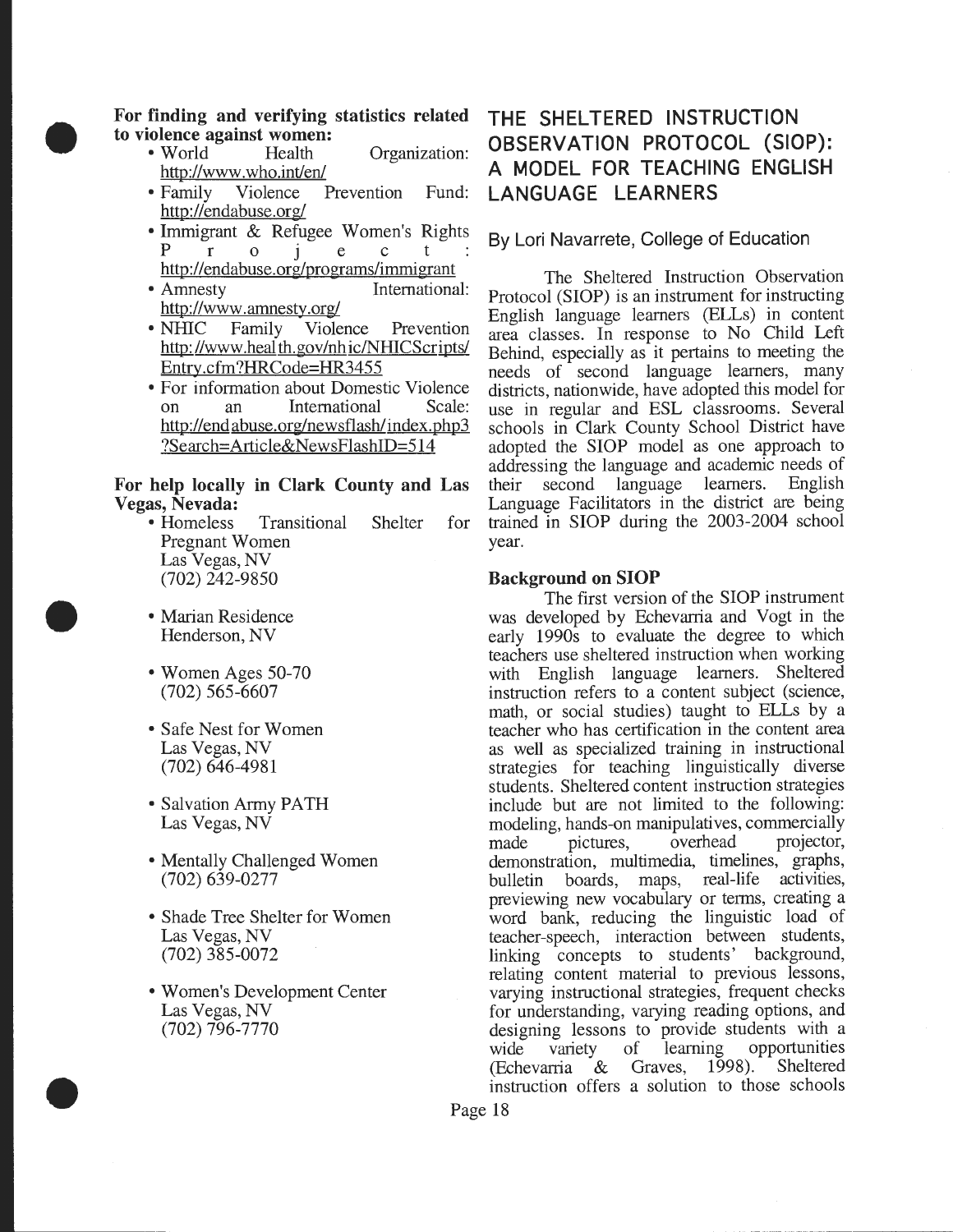**For finding and verifying statistics related to violence against women:**

- World Health Organization: http://www.who.int/en/
- Family Violence Prevention Fund: http://endabuse.org/
- Immigrant & Refugee Women's Rights Project: http://endabuse.org/programs/immigrant
- Amnesty International: http://www.amnesty.org/
- NHIC Family Violence Prevention http://www.health.gov/nhic/NHICScripts/Entry.cfm?HRCode=HR3455
- For information about Domestic Violence on an International Scale: http://endabuse.org/newsflash/index.php3?Search=Article&NewsFlashID=514

**For help locally in Clark County and Las Vegas, Nevada:**

- Homeless Transitional Shelter for Pregnant Women
  Las Vegas, NV
  (702) 242-9850

- Marian Residence
  Henderson, NV

- Women Ages 50-70
  (702) 565-6607

- Safe Nest for Women
  Las Vegas, NV
  (702) 646-4981

- Salvation Army PATH
  Las Vegas, NV

- Mentally Challenged Women
  (702) 639-0277

- Shade Tree Shelter for Women
  Las Vegas, NV
  (702) 385-0072

- Women's Development Center
  Las Vegas, NV
  (702) 796-7770

# THE SHELTERED INSTRUCTION OBSERVATION PROTOCOL (SIOP): A MODEL FOR TEACHING ENGLISH LANGUAGE LEARNERS

By Lori Navarrete, College of Education

The Sheltered Instruction Observation Protocol (SIOP) is an instrument for instructing English language learners (ELLs) in content area classes. In response to No Child Left Behind, especially as it pertains to meeting the needs of second language learners, many districts, nationwide, have adopted this model for use in regular and ESL classrooms. Several schools in Clark County School District have adopted the SIOP model as one approach to addressing the language and academic needs of their second language learners. English Language Facilitators in the district are being trained in SIOP during the 2003-2004 school year.

**Background on SIOP**

The first version of the SIOP instrument was developed by Echevarria and Vogt in the early 1990s to evaluate the degree to which teachers use sheltered instruction when working with English language learners. Sheltered instruction refers to a content subject (science, math, or social studies) taught to ELLs by a teacher who has certification in the content area as well as specialized training in instructional strategies for teaching linguistically diverse students. Sheltered content instruction strategies include but are not limited to the following: modeling, hands-on manipulatives, commercially made pictures, overhead projector, demonstration, multimedia, timelines, graphs, bulletin boards, maps, real-life activities, previewing new vocabulary or terms, creating a word bank, reducing the linguistic load of teacher-speech, interaction between students, linking concepts to students' background, relating content material to previous lessons, varying instructional strategies, frequent checks for understanding, varying reading options, and designing lessons to provide students with a wide variety of learning opportunities (Echevarria & Graves, 1998). Sheltered instruction offers a solution to those schools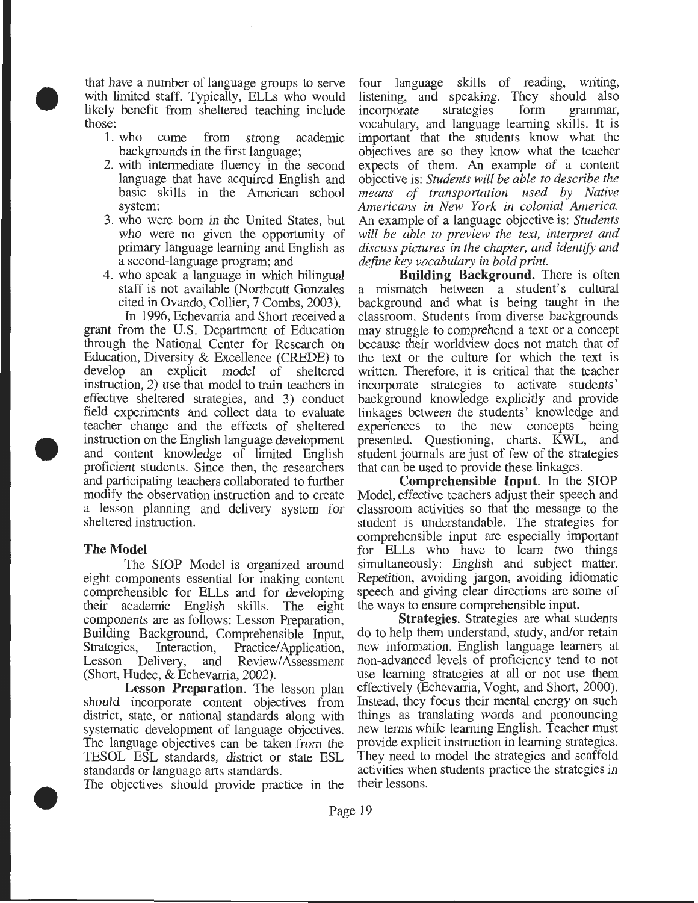that have a number of language groups to serve with limited staff. Typically, ELLs who would likely benefit from sheltered teaching include those:

1. who come from strong academic backgrounds in the first language;
2. with intermediate fluency in the second language that have acquired English and basic skills in the American school system;
3. who were born in the United States, but who were no given the opportunity of primary language learning and English as a second-language program; and
4. who speak a language in which bilingual staff is not available (Northcutt Gonzales cited in Ovando, Collier, 7 Combs, 2003).

In 1996, Echevarria and Short received a grant from the U.S. Department of Education through the National Center for Research on Education, Diversity & Excellence (CREDE) to develop an explicit model of sheltered instruction, 2) use that model to train teachers in effective sheltered strategies, and 3) conduct field experiments and collect data to evaluate teacher change and the effects of sheltered instruction on the English language development and content knowledge of limited English proficient students. Since then, the researchers and participating teachers collaborated to further modify the observation instruction and to create a lesson planning and delivery system for sheltered instruction.

### The Model

The SIOP Model is organized around eight components essential for making content comprehensible for ELLs and for developing their academic English skills. The eight components are as follows: Lesson Preparation, Building Background, Comprehensible Input, Strategies, Interaction, Practice/Application, Lesson Delivery, and Review/Assessment (Short, Hudec, & Echevarria, 2002).

**Lesson Preparation**. The lesson plan should incorporate content objectives from district, state, or national standards along with systematic development of language objectives. The language objectives can be taken from the TESOL ESL standards, district or state ESL standards or language arts standards.

The objectives should provide practice in the four language skills of reading, writing, listening, and speaking. They should also incorporate strategies form grammar, vocabulary, and language learning skills. It is important that the students know what the objectives are so they know what the teacher expects of them. An example of a content objective is: *Students will be able to describe the means of transportation used by Native Americans in New York in colonial America.* An example of a language objective is: *Students will be able to preview the text, interpret and discuss pictures in the chapter, and identify and define key vocabulary in bold print.*

**Building Background.** There is often a mismatch between a student's cultural background and what is being taught in the classroom. Students from diverse backgrounds may struggle to comprehend a text or a concept because their worldview does not match that of the text or the culture for which the text is written. Therefore, it is critical that the teacher incorporate strategies to activate students' background knowledge explicitly and provide linkages between the students' knowledge and experiences to the new concepts being presented. Questioning, charts, KWL, and student journals are just of few of the strategies that can be used to provide these linkages.

**Comprehensible Input**. In the SIOP Model, effective teachers adjust their speech and classroom activities so that the message to the student is understandable. The strategies for comprehensible input are especially important for ELLs who have to learn two things simultaneously: English and subject matter. Repetition, avoiding jargon, avoiding idiomatic speech and giving clear directions are some of the ways to ensure comprehensible input.

**Strategies.** Strategies are what students do to help them understand, study, and/or retain new information. English language learners at non-advanced levels of proficiency tend to not use learning strategies at all or not use them effectively (Echevarria, Voght, and Short, 2000). Instead, they focus their mental energy on such things as translating words and pronouncing new terms while learning English. Teacher must provide explicit instruction in learning strategies. They need to model the strategies and scaffold activities when students practice the strategies in their lessons.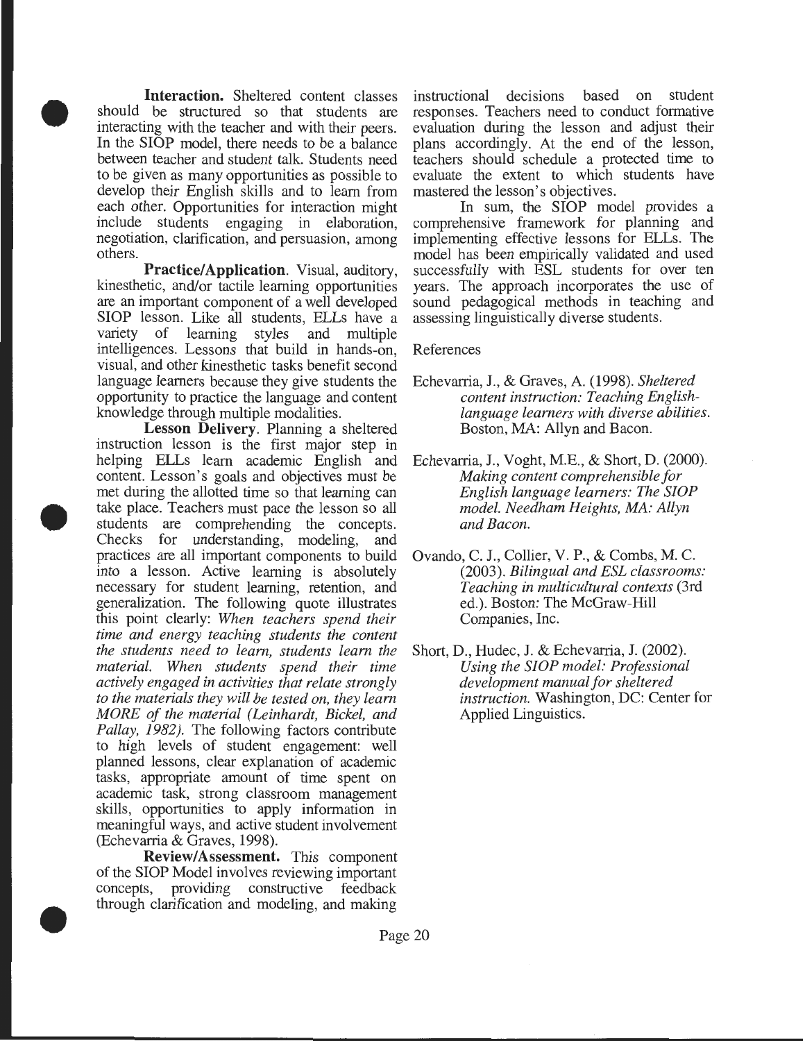**Interaction.** Sheltered content classes should be structured so that students are interacting with the teacher and with their peers. In the SIOP model, there needs to be a balance between teacher and student talk. Students need to be given as many opportunities as possible to develop their English skills and to learn from each other. Opportunities for interaction might include students engaging in elaboration, negotiation, clarification, and persuasion, among others.

**Practice/Application**. Visual, auditory, kinesthetic, and/or tactile learning opportunities are an important component of a well developed SIOP lesson. Like all students, ELLs have a variety of learning styles and multiple intelligences. Lessons that build in hands-on, visual, and other kinesthetic tasks benefit second language learners because they give students the opportunity to practice the language and content knowledge through multiple modalities.

**Lesson Delivery**. Planning a sheltered instruction lesson is the first major step in helping ELLs learn academic English and content. Lesson's goals and objectives must be met during the allotted time so that learning can take place. Teachers must pace the lesson so all students are comprehending the concepts. Checks for understanding, modeling, and practices are all important components to build into a lesson. Active learning is absolutely necessary for student learning, retention, and generalization. The following quote illustrates this point clearly: *When teachers spend their time and energy teaching students the content the students need to learn, students learn the material. When students spend their time actively engaged in activities that relate strongly to the materials they will be tested on, they learn MORE of the material (Leinhardt, Bickel, and Pallay, 1982).* The following factors contribute to high levels of student engagement: well planned lessons, clear explanation of academic tasks, appropriate amount of time spent on academic task, strong classroom management skills, opportunities to apply information in meaningful ways, and active student involvement (Echevarria & Graves, 1998).

**Review/Assessment.** This component of the SIOP Model involves reviewing important concepts, providing constructive feedback through clarification and modeling, and making instructional decisions based on student responses. Teachers need to conduct formative evaluation during the lesson and adjust their plans accordingly. At the end of the lesson, teachers should schedule a protected time to evaluate the extent to which students have mastered the lesson's objectives.

In sum, the SIOP model provides a comprehensive framework for planning and implementing effective lessons for ELLs. The model has been empirically validated and used successfully with ESL students for over ten years. The approach incorporates the use of sound pedagogical methods in teaching and assessing linguistically diverse students.

References

Echevarria, J., & Graves, A. (1998). *Sheltered content instruction: Teaching English-language learners with diverse abilities.* Boston, MA: Allyn and Bacon.

Echevarria, J., Voght, M.E., & Short, D. (2000). *Making content comprehensible for English language learners: The SIOP model. Needham Heights, MA: Allyn and Bacon.*

Ovando, C. J., Collier, V. P., & Combs, M. C. (2003). *Bilingual and ESL classrooms: Teaching in multicultural contexts* (3rd ed.). Boston: The McGraw-Hill Companies, Inc.

Short, D., Hudec, J. & Echevarria, J. (2002). *Using the SIOP model: Professional development manual for sheltered instruction.* Washington, DC: Center for Applied Linguistics.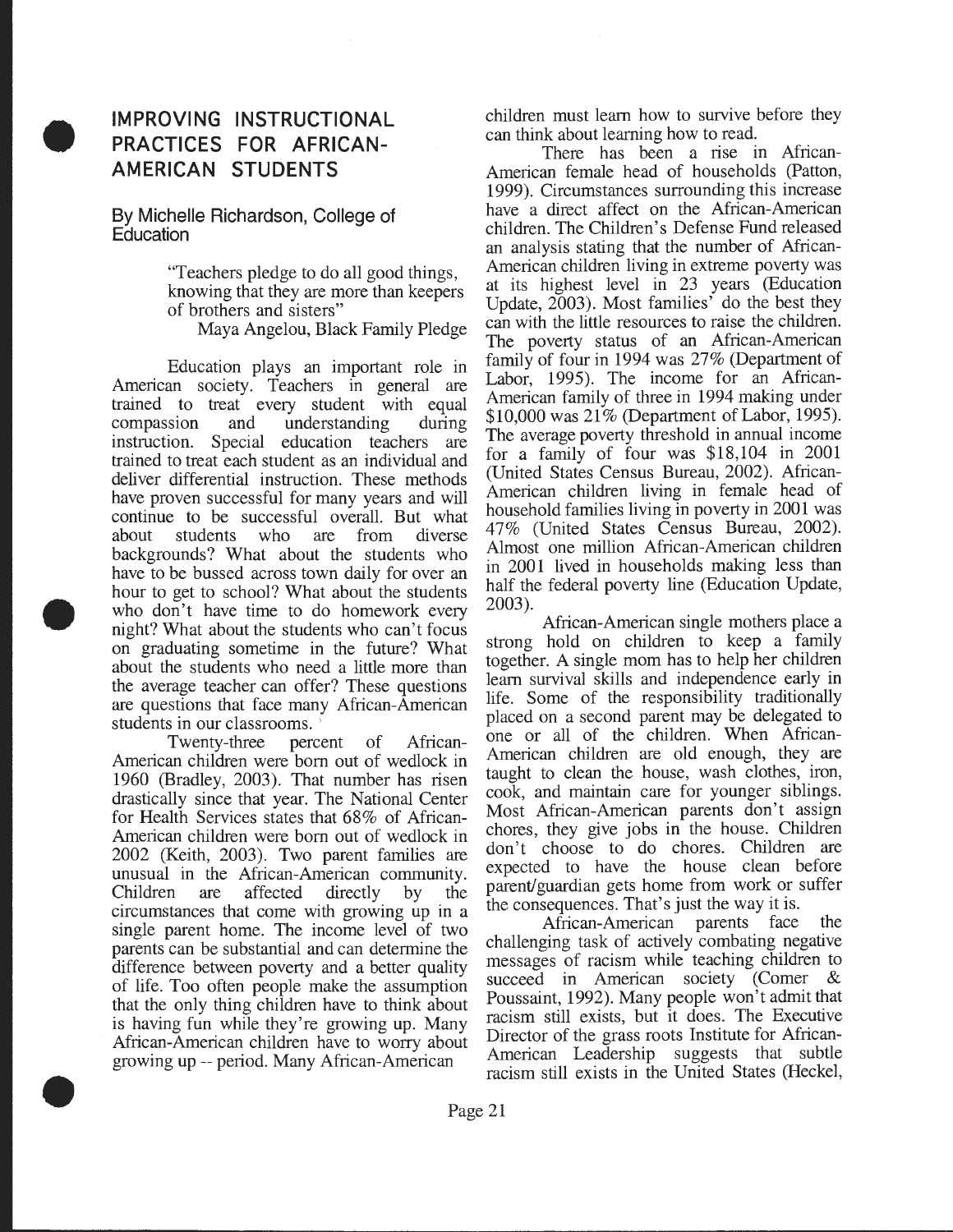# IMPROVING INSTRUCTIONAL PRACTICES FOR AFRICAN-AMERICAN STUDENTS

### By Michelle Richardson, College of Education

> "Teachers pledge to do all good things, knowing that they are more than keepers of brothers and sisters"
>
> Maya Angelou, Black Family Pledge

Education plays an important role in American society. Teachers in general are trained to treat every student with equal compassion and understanding during instruction. Special education teachers are trained to treat each student as an individual and deliver differential instruction. These methods have proven successful for many years and will continue to be successful overall. But what about students who are from diverse backgrounds? What about the students who have to be bussed across town daily for over an hour to get to school? What about the students who don't have time to do homework every night? What about the students who can't focus on graduating sometime in the future? What about the students who need a little more than the average teacher can offer? These questions are questions that face many African-American students in our classrooms.

Twenty-three percent of African-American children were born out of wedlock in 1960 (Bradley, 2003). That number has risen drastically since that year. The National Center for Health Services states that 68% of African-American children were born out of wedlock in 2002 (Keith, 2003). Two parent families are unusual in the African-American community. Children are affected directly by the circumstances that come with growing up in a single parent home. The income level of two parents can be substantial and can determine the difference between poverty and a better quality of life. Too often people make the assumption that the only thing children have to think about is having fun while they're growing up. Many African-American children have to worry about growing up -- period. Many African-American children must learn how to survive before they can think about learning how to read.

There has been a rise in African-American female head of households (Patton, 1999). Circumstances surrounding this increase have a direct affect on the African-American children. The Children's Defense Fund released an analysis stating that the number of African-American children living in extreme poverty was at its highest level in 23 years (Education Update, 2003). Most families' do the best they can with the little resources to raise the children. The poverty status of an African-American family of four in 1994 was 27% (Department of Labor, 1995). The income for an African-American family of three in 1994 making under $10,000 was 21% (Department of Labor, 1995). The average poverty threshold in annual income for a family of four was $18,104 in 2001 (United States Census Bureau, 2002). African-American children living in female head of household families living in poverty in 2001 was 47% (United States Census Bureau, 2002). Almost one million African-American children in 2001 lived in households making less than half the federal poverty line (Education Update, 2003).

African-American single mothers place a strong hold on children to keep a family together. A single mom has to help her children learn survival skills and independence early in life. Some of the responsibility traditionally placed on a second parent may be delegated to one or all of the children. When African-American children are old enough, they are taught to clean the house, wash clothes, iron, cook, and maintain care for younger siblings. Most African-American parents don't assign chores, they give jobs in the house. Children don't choose to do chores. Children are expected to have the house clean before parent/guardian gets home from work or suffer the consequences. That's just the way it is.

African-American parents face the challenging task of actively combating negative messages of racism while teaching children to succeed in American society (Comer & Poussaint, 1992). Many people won't admit that racism still exists, but it does. The Executive Director of the grass roots Institute for African-American Leadership suggests that subtle racism still exists in the United States (Heckel,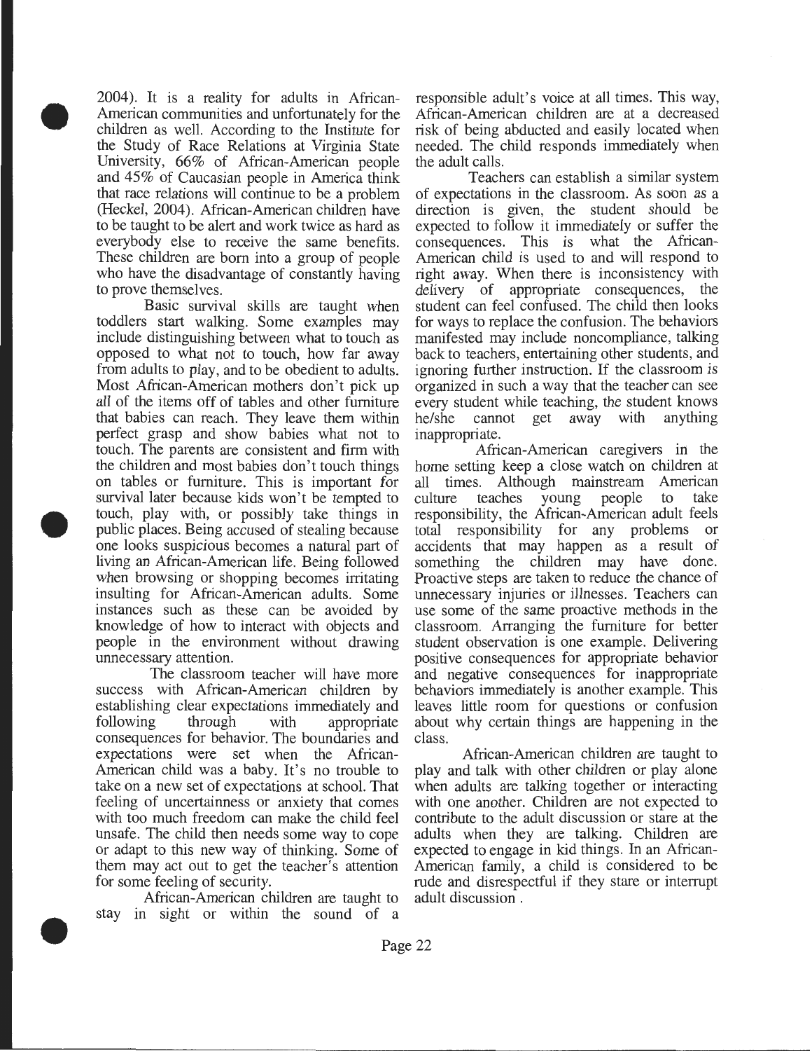2004). It is a reality for adults in African-American communities and unfortunately for the children as well. According to the Institute for the Study of Race Relations at Virginia State University, 66% of African-American people and 45% of Caucasian people in America think that race relations will continue to be a problem (Heckel, 2004). African-American children have to be taught to be alert and work twice as hard as everybody else to receive the same benefits. These children are born into a group of people who have the disadvantage of constantly having to prove themselves.

Basic survival skills are taught when toddlers start walking. Some examples may include distinguishing between what to touch as opposed to what not to touch, how far away from adults to play, and to be obedient to adults. Most African-American mothers don't pick up all of the items off of tables and other furniture that babies can reach. They leave them within perfect grasp and show babies what not to touch. The parents are consistent and firm with the children and most babies don't touch things on tables or furniture. This is important for survival later because kids won't be tempted to touch, play with, or possibly take things in public places. Being accused of stealing because one looks suspicious becomes a natural part of living an African-American life. Being followed when browsing or shopping becomes irritating insulting for African-American adults. Some instances such as these can be avoided by knowledge of how to interact with objects and people in the environment without drawing unnecessary attention.

The classroom teacher will have more success with African-American children by establishing clear expectations immediately and following through with appropriate consequences for behavior. The boundaries and expectations were set when the African-American child was a baby. It's no trouble to take on a new set of expectations at school. That feeling of uncertainness or anxiety that comes with too much freedom can make the child feel unsafe. The child then needs some way to cope or adapt to this new way of thinking. Some of them may act out to get the teacher's attention for some feeling of security.

African-American children are taught to stay in sight or within the sound of a responsible adult's voice at all times. This way, African-American children are at a decreased risk of being abducted and easily located when needed. The child responds immediately when the adult calls.

Teachers can establish a similar system of expectations in the classroom. As soon as a direction is given, the student should be expected to follow it immediately or suffer the consequences. This is what the African-American child is used to and will respond to right away. When there is inconsistency with delivery of appropriate consequences, the student can feel confused. The child then looks for ways to replace the confusion. The behaviors manifested may include noncompliance, talking back to teachers, entertaining other students, and ignoring further instruction. If the classroom is organized in such a way that the teacher can see every student while teaching, the student knows he/she cannot get away with anything inappropriate.

African-American caregivers in the home setting keep a close watch on children at all times. Although mainstream American culture teaches young people to take responsibility, the African-American adult feels total responsibility for any problems or accidents that may happen as a result of something the children may have done. Proactive steps are taken to reduce the chance of unnecessary injuries or illnesses. Teachers can use some of the same proactive methods in the classroom. Arranging the furniture for better student observation is one example. Delivering positive consequences for appropriate behavior and negative consequences for inappropriate behaviors immediately is another example. This leaves little room for questions or confusion about why certain things are happening in the class.

African-American children are taught to play and talk with other children or play alone when adults are talking together or interacting with one another. Children are not expected to contribute to the adult discussion or stare at the adults when they are talking. Children are expected to engage in kid things. In an African-American family, a child is considered to be rude and disrespectful if they stare or interrupt adult discussion .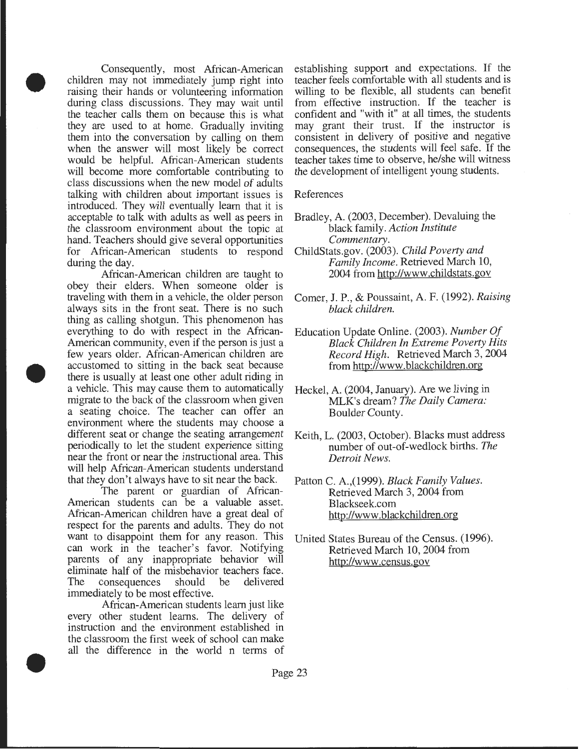Consequently, most African-American children may not immediately jump right into raising their hands or volunteering information during class discussions. They may wait until the teacher calls them on because this is what they are used to at home. Gradually inviting them into the conversation by calling on them when the answer will most likely be correct would be helpful. African-American students will become more comfortable contributing to class discussions when the new model of adults talking with children about important issues is introduced. They will eventually learn that it is acceptable to talk with adults as well as peers in the classroom environment about the topic at hand. Teachers should give several opportunities for African-American students to respond during the day.

African-American children are taught to obey their elders. When someone older is traveling with them in a vehicle, the older person always sits in the front seat. There is no such thing as calling shotgun. This phenomenon has everything to do with respect in the African-American community, even if the person is just a few years older. African-American children are accustomed to sitting in the back seat because there is usually at least one other adult riding in a vehicle. This may cause them to automatically migrate to the back of the classroom when given a seating choice. The teacher can offer an environment where the students may choose a different seat or change the seating arrangement periodically to let the student experience sitting near the front or near the instructional area. This will help African-American students understand that they don't always have to sit near the back.

The parent or guardian of African-American students can be a valuable asset. African-American children have a great deal of respect for the parents and adults. They do not want to disappoint them for any reason. This can work in the teacher's favor. Notifying parents of any inappropriate behavior will eliminate half of the misbehavior teachers face. The consequences should be delivered immediately to be most effective.

African-American students learn just like every other student learns. The delivery of instruction and the environment established in the classroom the first week of school can make all the difference in the world n terms of establishing support and expectations. If the teacher feels comfortable with all students and is willing to be flexible, all students can benefit from effective instruction. If the teacher is confident and "with it" at all times, the students may grant their trust. If the instructor is consistent in delivery of positive and negative consequences, the students will feel safe. If the teacher takes time to observe, he/she will witness the development of intelligent young students.

References

Bradley, A. (2003, December). Devaluing the black family. *Action Institute Commentary*.

ChildStats.gov. (2003). *Child Poverty and Family Income*. Retrieved March 10, 2004 from http://www.childstats.gov

Comer, J. P., & Poussaint, A. F. (1992). *Raising black children*.

Education Update Online. (2003). *Number Of Black Children In Extreme Poverty Hits Record High*. Retrieved March 3, 2004 from http://www.blackchildren.org

Heckel, A. (2004, January). Are we living in MLK's dream? *The Daily Camera:* Boulder County.

Keith, L. (2003, October). Blacks must address number of out-of-wedlock births. *The Detroit News*.

Patton C. A.,(1999). *Black Family Values*. Retrieved March 3, 2004 from Blackseek.com http://www.blackchildren.org

United States Bureau of the Census. (1996). Retrieved March 10, 2004 from http://www.census.gov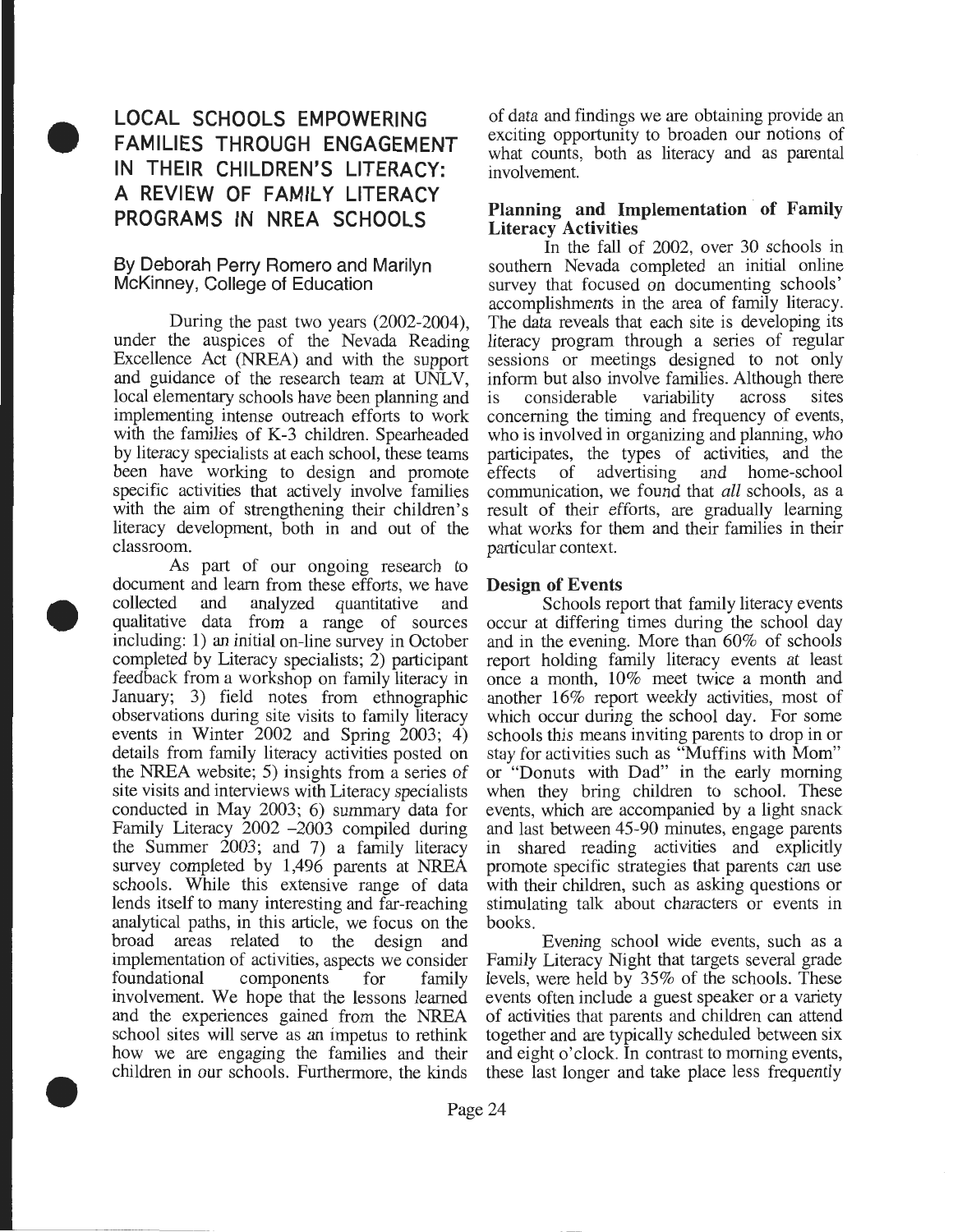# LOCAL SCHOOLS EMPOWERING FAMILIES THROUGH ENGAGEMENT IN THEIR CHILDREN'S LITERACY: A REVIEW OF FAMILY LITERACY PROGRAMS IN NREA SCHOOLS

By Deborah Perry Romero and Marilyn McKinney, College of Education

During the past two years (2002-2004), under the auspices of the Nevada Reading Excellence Act (NREA) and with the support and guidance of the research team at UNLV, local elementary schools have been planning and implementing intense outreach efforts to work with the families of K-3 children. Spearheaded by literacy specialists at each school, these teams been have working to design and promote specific activities that actively involve families with the aim of strengthening their children's literacy development, both in and out of the classroom.

As part of our ongoing research to document and learn from these efforts, we have collected and analyzed quantitative and qualitative data from a range of sources including: 1) an initial on-line survey in October completed by Literacy specialists; 2) participant feedback from a workshop on family literacy in January; 3) field notes from ethnographic observations during site visits to family literacy events in Winter 2002 and Spring 2003; 4) details from family literacy activities posted on the NREA website; 5) insights from a series of site visits and interviews with Literacy specialists conducted in May 2003; 6) summary data for Family Literacy 2002 –2003 compiled during the Summer 2003; and 7) a family literacy survey completed by 1,496 parents at NREA schools. While this extensive range of data lends itself to many interesting and far-reaching analytical paths, in this article, we focus on the broad areas related to the design and implementation of activities, aspects we consider foundational components for family involvement. We hope that the lessons learned and the experiences gained from the NREA school sites will serve as an impetus to rethink how we are engaging the families and their children in our schools. Furthermore, the kinds of data and findings we are obtaining provide an exciting opportunity to broaden our notions of what counts, both as literacy and as parental involvement.

### Planning and Implementation of Family Literacy Activities

In the fall of 2002, over 30 schools in southern Nevada completed an initial online survey that focused on documenting schools' accomplishments in the area of family literacy. The data reveals that each site is developing its literacy program through a series of regular sessions or meetings designed to not only inform but also involve families. Although there is considerable variability across sites concerning the timing and frequency of events, who is involved in organizing and planning, who participates, the types of activities, and the effects of advertising and home-school communication, we found that *all* schools, as a result of their efforts, are gradually learning what works for them and their families in their particular context.

### Design of Events

Schools report that family literacy events occur at differing times during the school day and in the evening. More than 60% of schools report holding family literacy events at least once a month, 10% meet twice a month and another 16% report weekly activities, most of which occur during the school day. For some schools this means inviting parents to drop in or stay for activities such as "Muffins with Mom" or "Donuts with Dad" in the early morning when they bring children to school. These events, which are accompanied by a light snack and last between 45-90 minutes, engage parents in shared reading activities and explicitly promote specific strategies that parents can use with their children, such as asking questions or stimulating talk about characters or events in books.

Evening school wide events, such as a Family Literacy Night that targets several grade levels, were held by 35% of the schools. These events often include a guest speaker or a variety of activities that parents and children can attend together and are typically scheduled between six and eight o'clock. In contrast to morning events, these last longer and take place less frequently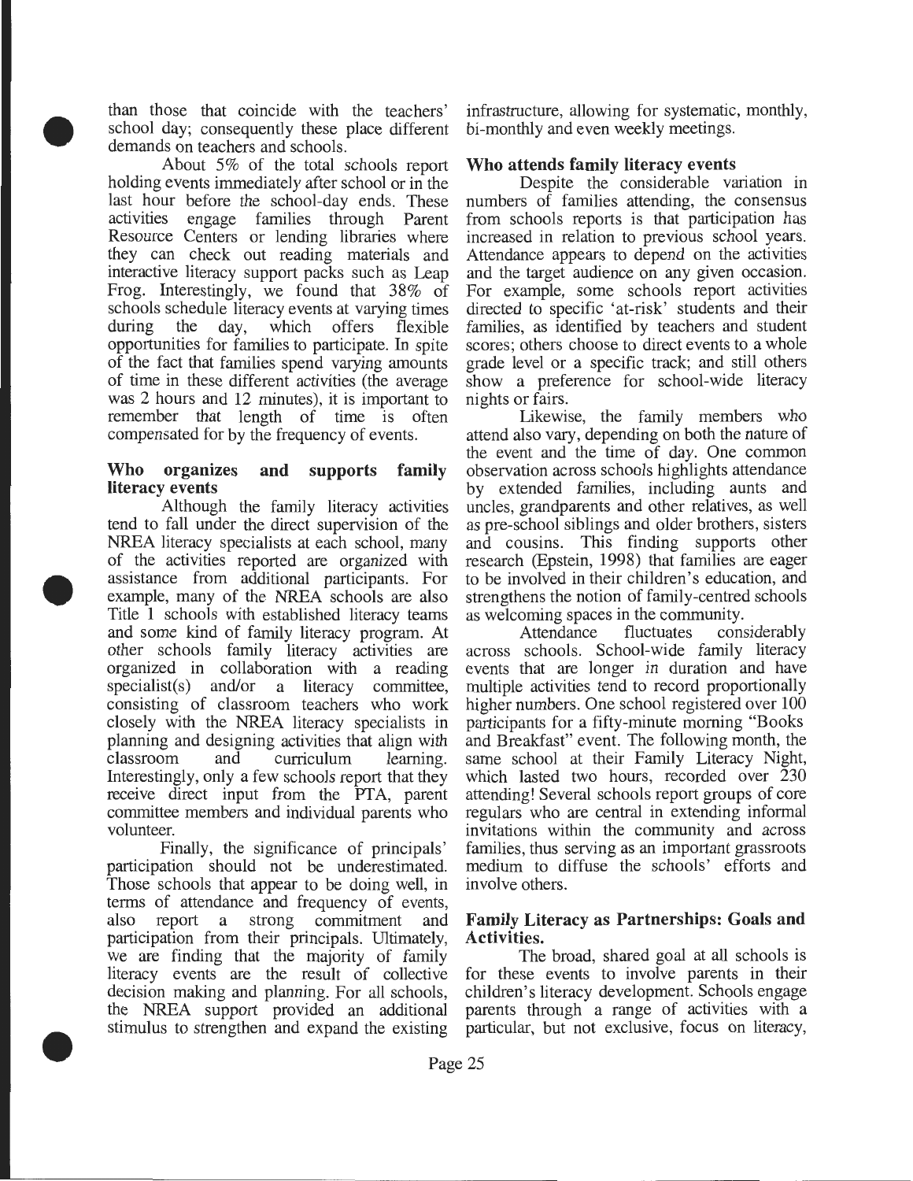than those that coincide with the teachers' school day; consequently these place different demands on teachers and schools.

About 5% of the total schools report holding events immediately after school or in the last hour before the school-day ends. These activities engage families through Parent Resource Centers or lending libraries where they can check out reading materials and interactive literacy support packs such as Leap Frog. Interestingly, we found that 38% of schools schedule literacy events at varying times during the day, which offers flexible opportunities for families to participate. In spite of the fact that families spend varying amounts of time in these different activities (the average was 2 hours and 12 minutes), it is important to remember that length of time is often compensated for by the frequency of events.

### Who organizes and supports family literacy events

Although the family literacy activities tend to fall under the direct supervision of the NREA literacy specialists at each school, many of the activities reported are organized with assistance from additional participants. For example, many of the NREA schools are also Title 1 schools with established literacy teams and some kind of family literacy program. At other schools family literacy activities are organized in collaboration with a reading specialist(s) and/or a literacy committee, consisting of classroom teachers who work closely with the NREA literacy specialists in planning and designing activities that align with classroom and curriculum learning. Interestingly, only a few schools report that they receive direct input from the PTA, parent committee members and individual parents who volunteer.

Finally, the significance of principals' participation should not be underestimated. Those schools that appear to be doing well, in terms of attendance and frequency of events, also report a strong commitment and participation from their principals. Ultimately, we are finding that the majority of family literacy events are the result of collective decision making and planning. For all schools, the NREA support provided an additional stimulus to strengthen and expand the existing infrastructure, allowing for systematic, monthly, bi-monthly and even weekly meetings.

### Who attends family literacy events

Despite the considerable variation in numbers of families attending, the consensus from schools reports is that participation has increased in relation to previous school years. Attendance appears to depend on the activities and the target audience on any given occasion. For example, some schools report activities directed to specific 'at-risk' students and their families, as identified by teachers and student scores; others choose to direct events to a whole grade level or a specific track; and still others show a preference for school-wide literacy nights or fairs.

Likewise, the family members who attend also vary, depending on both the nature of the event and the time of day. One common observation across schools highlights attendance by extended families, including aunts and uncles, grandparents and other relatives, as well as pre-school siblings and older brothers, sisters and cousins. This finding supports other research (Epstein, 1998) that families are eager to be involved in their children's education, and strengthens the notion of family-centred schools as welcoming spaces in the community.

Attendance fluctuates considerably across schools. School-wide family literacy events that are longer in duration and have multiple activities tend to record proportionally higher numbers. One school registered over 100 participants for a fifty-minute morning "Books and Breakfast" event. The following month, the same school at their Family Literacy Night, which lasted two hours, recorded over 230 attending! Several schools report groups of core regulars who are central in extending informal invitations within the community and across families, thus serving as an important grassroots medium to diffuse the schools' efforts and involve others.

### Family Literacy as Partnerships: Goals and Activities.

The broad, shared goal at all schools is for these events to involve parents in their children's literacy development. Schools engage parents through a range of activities with a particular, but not exclusive, focus on literacy,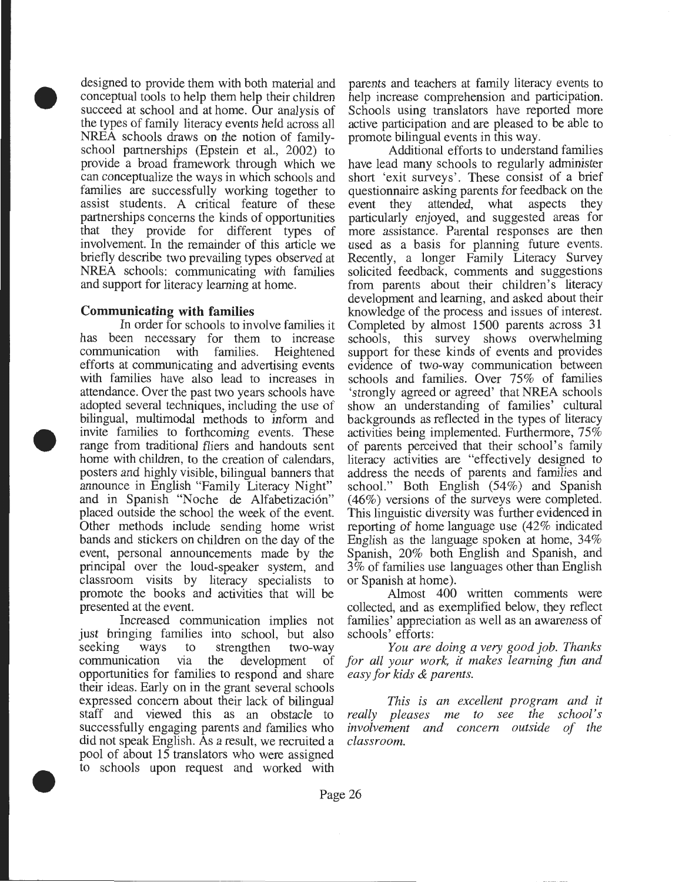designed to provide them with both material and conceptual tools to help them help their children succeed at school and at home. Our analysis of the types of family literacy events held across all NREA schools draws on the notion of family-school partnerships (Epstein et al., 2002) to provide a broad framework through which we can conceptualize the ways in which schools and families are successfully working together to assist students. A critical feature of these partnerships concerns the kinds of opportunities that they provide for different types of involvement. In the remainder of this article we briefly describe two prevailing types observed at NREA schools: communicating with families and support for literacy learning at home.

## Communicating with families

In order for schools to involve families it has been necessary for them to increase communication with families. Heightened efforts at communicating and advertising events with families have also lead to increases in attendance. Over the past two years schools have adopted several techniques, including the use of bilingual, multimodal methods to inform and invite families to forthcoming events. These range from traditional fliers and handouts sent home with children, to the creation of calendars, posters and highly visible, bilingual banners that announce in English "Family Literacy Night" and in Spanish "Noche de Alfabetización" placed outside the school the week of the event. Other methods include sending home wrist bands and stickers on children on the day of the event, personal announcements made by the principal over the loud-speaker system, and classroom visits by literacy specialists to promote the books and activities that will be presented at the event.

Increased communication implies not just bringing families into school, but also seeking ways to strengthen two-way communication via the development of opportunities for families to respond and share their ideas. Early on in the grant several schools expressed concern about their lack of bilingual staff and viewed this as an obstacle to successfully engaging parents and families who did not speak English. As a result, we recruited a pool of about 15 translators who were assigned to schools upon request and worked with parents and teachers at family literacy events to help increase comprehension and participation. Schools using translators have reported more active participation and are pleased to be able to promote bilingual events in this way.

Additional efforts to understand families have lead many schools to regularly administer short 'exit surveys'. These consist of a brief questionnaire asking parents for feedback on the event they attended, what aspects they particularly enjoyed, and suggested areas for more assistance. Parental responses are then used as a basis for planning future events. Recently, a longer Family Literacy Survey solicited feedback, comments and suggestions from parents about their children's literacy development and learning, and asked about their knowledge of the process and issues of interest. Completed by almost 1500 parents across 31 schools, this survey shows overwhelming support for these kinds of events and provides evidence of two-way communication between schools and families. Over 75% of families 'strongly agreed or agreed' that NREA schools show an understanding of families' cultural backgrounds as reflected in the types of literacy activities being implemented. Furthermore, 75% of parents perceived that their school's family literacy activities are "effectively designed to address the needs of parents and families and school." Both English (54%) and Spanish (46%) versions of the surveys were completed. This linguistic diversity was further evidenced in reporting of home language use (42% indicated English as the language spoken at home, 34% Spanish, 20% both English and Spanish, and 3% of families use languages other than English or Spanish at home).

Almost 400 written comments were collected, and as exemplified below, they reflect families' appreciation as well as an awareness of schools' efforts:

*You are doing a very good job. Thanks for all your work, it makes learning fun and easy for kids & parents.*

*This is an excellent program and it really pleases me to see the school's involvement and concern outside of the classroom.*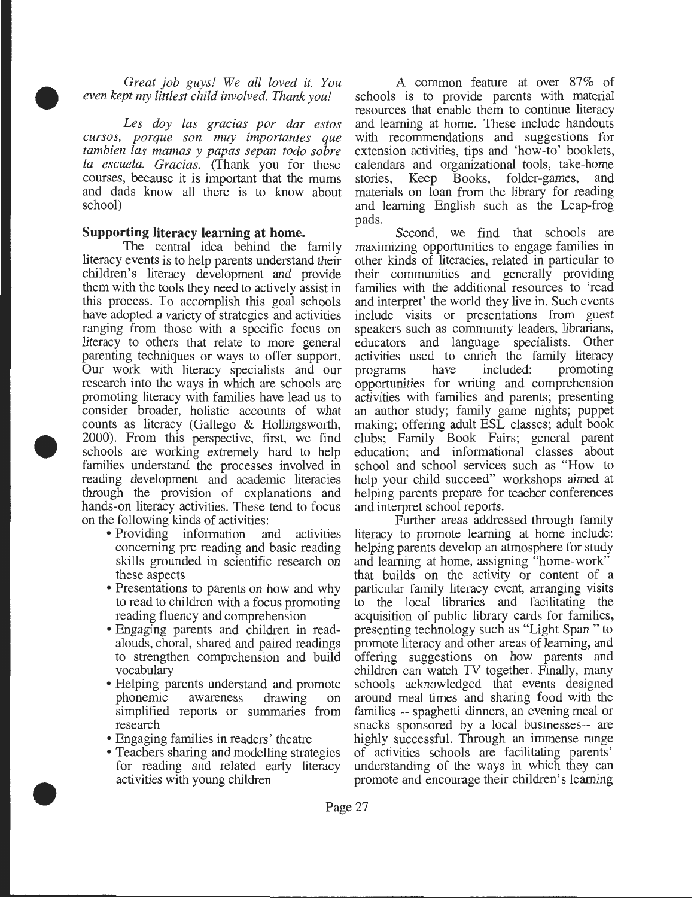*Great job guys! We all loved it. You even kept my littlest child involved. Thank you!*

*Les doy las gracias por dar estos cursos, porque son muy importantes que tambien las mamas y papas sepan todo sobre la escuela. Gracias.* (Thank you for these courses, because it is important that the mums and dads know all there is to know about school)

**Supporting literacy learning at home.**

The central idea behind the family literacy events is to help parents understand their children's literacy development and provide them with the tools they need to actively assist in this process. To accomplish this goal schools have adopted a variety of strategies and activities ranging from those with a specific focus on literacy to others that relate to more general parenting techniques or ways to offer support. Our work with literacy specialists and our research into the ways in which are schools are promoting literacy with families have lead us to consider broader, holistic accounts of what counts as literacy (Gallego & Hollingsworth, 2000). From this perspective, first, we find schools are working extremely hard to help families understand the processes involved in reading development and academic literacies through the provision of explanations and hands-on literacy activities. These tend to focus on the following kinds of activities:

- Providing information and activities concerning pre reading and basic reading skills grounded in scientific research on these aspects
- Presentations to parents on how and why to read to children with a focus promoting reading fluency and comprehension
- Engaging parents and children in read-alouds, choral, shared and paired readings to strengthen comprehension and build vocabulary
- Helping parents understand and promote phonemic awareness drawing on simplified reports or summaries from research
- Engaging families in readers' theatre
- Teachers sharing and modelling strategies for reading and related early literacy activities with young children

A common feature at over 87% of schools is to provide parents with material resources that enable them to continue literacy and learning at home. These include handouts with recommendations and suggestions for extension activities, tips and 'how-to' booklets, calendars and organizational tools, take-home stories, Keep Books, folder-games, and materials on loan from the library for reading and learning English such as the Leap-frog pads.

Second, we find that schools are maximizing opportunities to engage families in other kinds of literacies, related in particular to their communities and generally providing families with the additional resources to 'read and interpret' the world they live in. Such events include visits or presentations from guest speakers such as community leaders, librarians, educators and language specialists. Other activities used to enrich the family literacy programs have included: promoting opportunities for writing and comprehension activities with families and parents; presenting an author study; family game nights; puppet making; offering adult ESL classes; adult book clubs; Family Book Fairs; general parent education; and informational classes about school and school services such as "How to help your child succeed" workshops aimed at helping parents prepare for teacher conferences and interpret school reports.

Further areas addressed through family literacy to promote learning at home include: helping parents develop an atmosphere for study and learning at home, assigning "home-work" that builds on the activity or content of a particular family literacy event, arranging visits to the local libraries and facilitating the acquisition of public library cards for families, presenting technology such as "Light Span " to promote literacy and other areas of learning, and offering suggestions on how parents and children can watch TV together. Finally, many schools acknowledged that events designed around meal times and sharing food with the families -- spaghetti dinners, an evening meal or snacks sponsored by a local businesses-- are highly successful. Through an immense range of activities schools are facilitating parents' understanding of the ways in which they can promote and encourage their children's learning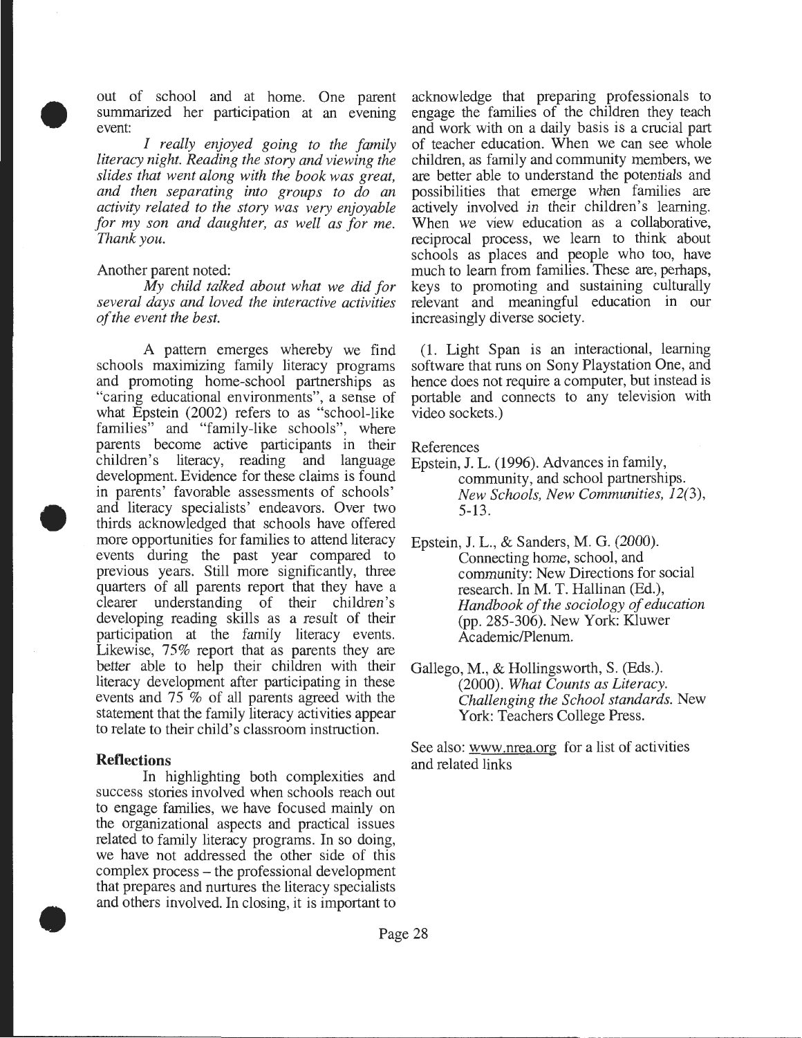out of school and at home. One parent summarized her participation at an evening event:

*I really enjoyed going to the family literacy night. Reading the story and viewing the slides that went along with the book was great, and then separating into groups to do an activity related to the story was very enjoyable for my son and daughter, as well as for me. Thank you.*

Another parent noted:

*My child talked about what we did for several days and loved the interactive activities of the event the best.*

A pattern emerges whereby we find schools maximizing family literacy programs and promoting home-school partnerships as "caring educational environments", a sense of what Epstein (2002) refers to as "school-like families" and "family-like schools", where parents become active participants in their children's literacy, reading and language development. Evidence for these claims is found in parents' favorable assessments of schools' and literacy specialists' endeavors. Over two thirds acknowledged that schools have offered more opportunities for families to attend literacy events during the past year compared to previous years. Still more significantly, three quarters of all parents report that they have a clearer understanding of their children's developing reading skills as a result of their participation at the family literacy events. Likewise, 75% report that as parents they are better able to help their children with their literacy development after participating in these events and 75 % of all parents agreed with the statement that the family literacy activities appear to relate to their child's classroom instruction.

## Reflections

In highlighting both complexities and success stories involved when schools reach out to engage families, we have focused mainly on the organizational aspects and practical issues related to family literacy programs. In so doing, we have not addressed the other side of this complex process – the professional development that prepares and nurtures the literacy specialists and others involved. In closing, it is important to acknowledge that preparing professionals to engage the families of the children they teach and work with on a daily basis is a crucial part of teacher education. When we can see whole children, as family and community members, we are better able to understand the potentials and possibilities that emerge when families are actively involved in their children's learning. When we view education as a collaborative, reciprocal process, we learn to think about schools as places and people who too, have much to learn from families. These are, perhaps, keys to promoting and sustaining culturally relevant and meaningful education in our increasingly diverse society.

(1. Light Span is an interactional, learning software that runs on Sony Playstation One, and hence does not require a computer, but instead is portable and connects to any television with video sockets.)

References

Epstein, J. L. (1996). Advances in family, community, and school partnerships. *New Schools, New Communities, 12*(3), 5-13.

Epstein, J. L., & Sanders, M. G. (2000). Connecting home, school, and community: New Directions for social research. In M. T. Hallinan (Ed.), *Handbook of the sociology of education* (pp. 285-306). New York: Kluwer Academic/Plenum.

Gallego, M., & Hollingsworth, S. (Eds.). (2000). *What Counts as Literacy. Challenging the School standards.* New York: Teachers College Press.

See also: www.nrea.org for a list of activities and related links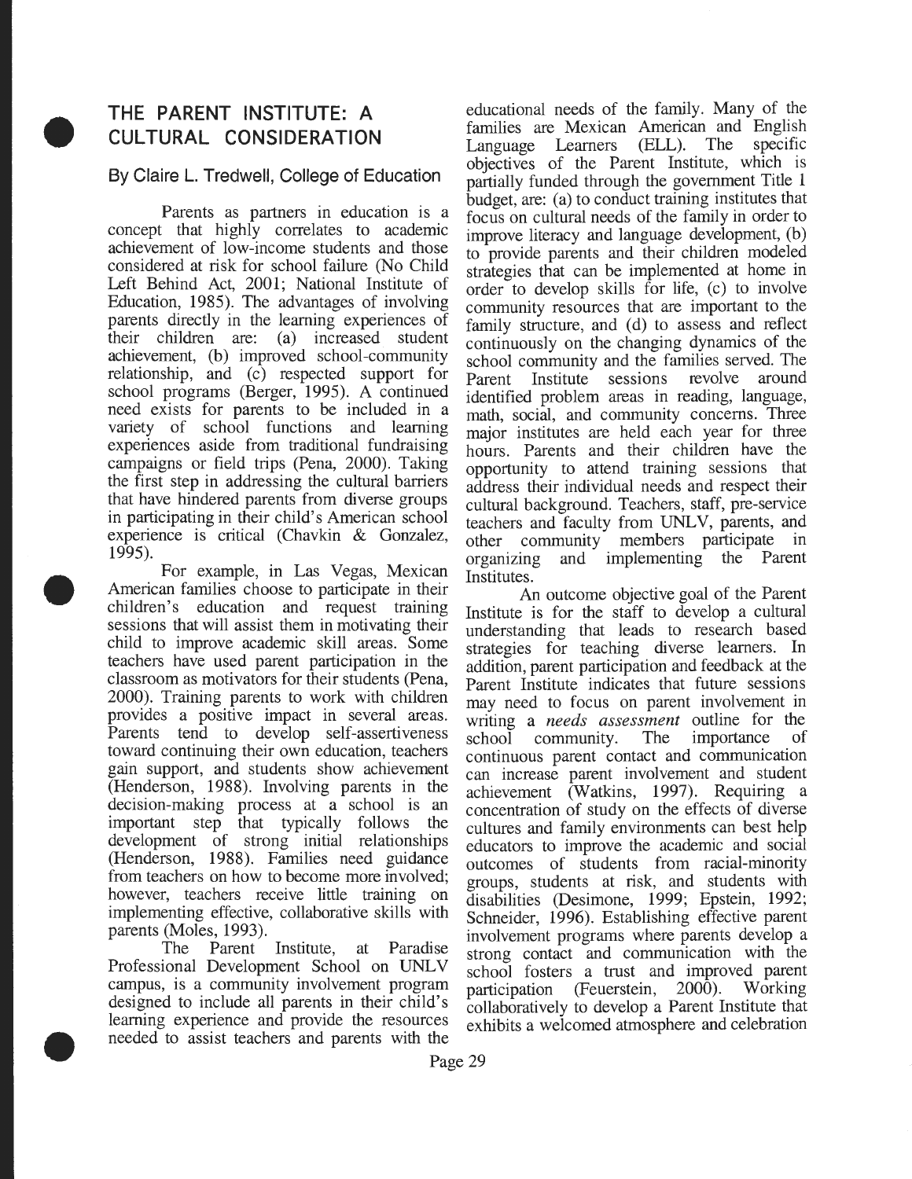# THE PARENT INSTITUTE: A CULTURAL CONSIDERATION

## By Claire L. Tredwell, College of Education

Parents as partners in education is a concept that highly correlates to academic achievement of low-income students and those considered at risk for school failure (No Child Left Behind Act, 2001; National Institute of Education, 1985). The advantages of involving parents directly in the learning experiences of their children are: (a) increased student achievement, (b) improved school-community relationship, and (c) respected support for school programs (Berger, 1995). A continued need exists for parents to be included in a variety of school functions and learning experiences aside from traditional fundraising campaigns or field trips (Pena, 2000). Taking the first step in addressing the cultural barriers that have hindered parents from diverse groups in participating in their child's American school experience is critical (Chavkin & Gonzalez, 1995).

For example, in Las Vegas, Mexican American families choose to participate in their children's education and request training sessions that will assist them in motivating their child to improve academic skill areas. Some teachers have used parent participation in the classroom as motivators for their students (Pena, 2000). Training parents to work with children provides a positive impact in several areas. Parents tend to develop self-assertiveness toward continuing their own education, teachers gain support, and students show achievement (Henderson, 1988). Involving parents in the decision-making process at a school is an important step that typically follows the development of strong initial relationships (Henderson, 1988). Families need guidance from teachers on how to become more involved; however, teachers receive little training on implementing effective, collaborative skills with parents (Moles, 1993).

The Parent Institute, at Paradise Professional Development School on UNLV campus, is a community involvement program designed to include all parents in their child's learning experience and provide the resources needed to assist teachers and parents with the educational needs of the family. Many of the families are Mexican American and English Language Learners (ELL). The specific objectives of the Parent Institute, which is partially funded through the government Title 1 budget, are: (a) to conduct training institutes that focus on cultural needs of the family in order to improve literacy and language development, (b) to provide parents and their children modeled strategies that can be implemented at home in order to develop skills for life, (c) to involve community resources that are important to the family structure, and (d) to assess and reflect continuously on the changing dynamics of the school community and the families served. The Parent Institute sessions revolve around identified problem areas in reading, language, math, social, and community concerns. Three major institutes are held each year for three hours. Parents and their children have the opportunity to attend training sessions that address their individual needs and respect their cultural background. Teachers, staff, pre-service teachers and faculty from UNLV, parents, and other community members participate in organizing and implementing the Parent Institutes.

An outcome objective goal of the Parent Institute is for the staff to develop a cultural understanding that leads to research based strategies for teaching diverse learners. In addition, parent participation and feedback at the Parent Institute indicates that future sessions may need to focus on parent involvement in writing a *needs assessment* outline for the school community. The importance of continuous parent contact and communication can increase parent involvement and student achievement (Watkins, 1997). Requiring a concentration of study on the effects of diverse cultures and family environments can best help educators to improve the academic and social outcomes of students from racial-minority groups, students at risk, and students with disabilities (Desimone, 1999; Epstein, 1992; Schneider, 1996). Establishing effective parent involvement programs where parents develop a strong contact and communication with the school fosters a trust and improved parent participation (Feuerstein, 2000). Working collaboratively to develop a Parent Institute that exhibits a welcomed atmosphere and celebration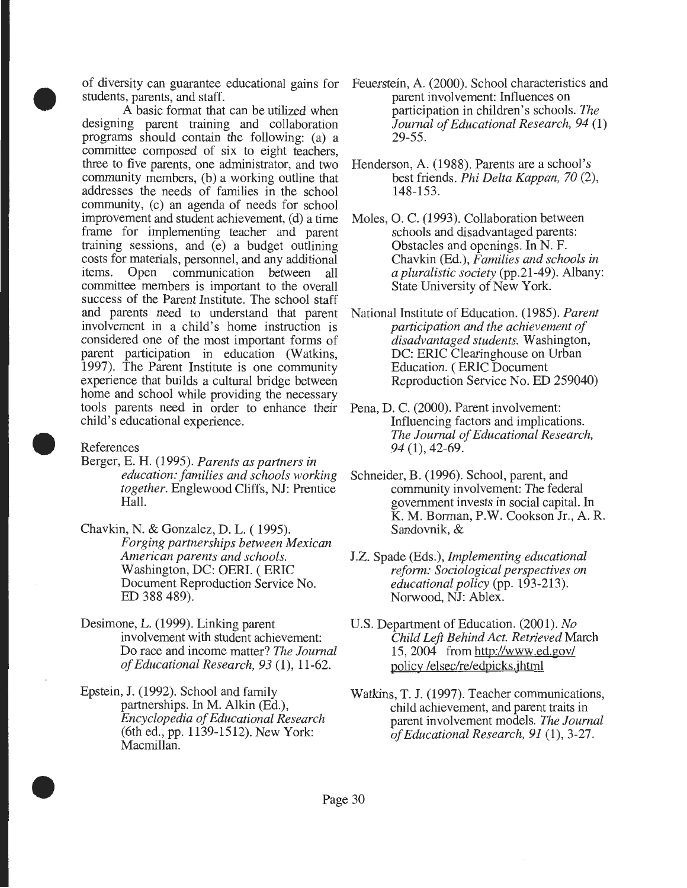of diversity can guarantee educational gains for students, parents, and staff.

A basic format that can be utilized when designing parent training and collaboration programs should contain the following: (a) a committee composed of six to eight teachers, three to five parents, one administrator, and two community members, (b) a working outline that addresses the needs of families in the school community, (c) an agenda of needs for school improvement and student achievement, (d) a time frame for implementing teacher and parent training sessions, and (e) a budget outlining costs for materials, personnel, and any additional items. Open communication between all committee members is important to the overall success of the Parent Institute. The school staff and parents need to understand that parent involvement in a child's home instruction is considered one of the most important forms of parent participation in education (Watkins, 1997). The Parent Institute is one community experience that builds a cultural bridge between home and school while providing the necessary tools parents need in order to enhance their child's educational experience.

References

Berger, E. H. (1995). *Parents as partners in education: families and schools working together.* Englewood Cliffs, NJ: Prentice Hall.

Chavkin, N. & Gonzalez, D. L. ( 1995). *Forging partnerships between Mexican American parents and schools.* Washington, DC: OERI. ( ERIC Document Reproduction Service No. ED 388 489).

Desimone, L. (1999). Linking parent involvement with student achievement: Do race and income matter? *The Journal of Educational Research, 93* (1), 11-62.

Epstein, J. (1992). School and family partnerships. In M. Alkin (Ed.), *Encyclopedia of Educational Research* (6th ed., pp. 1139-1512). New York: Macmillan.

Feuerstein, A. (2000). School characteristics and parent involvement: Influences on participation in children's schools. *The Journal of Educational Research, 94* (1) 29-55.

Henderson, A. (1988). Parents are a school's best friends. *Phi Delta Kappan, 70* (2), 148-153.

Moles, O. C. (1993). Collaboration between schools and disadvantaged parents: Obstacles and openings. In N. F. Chavkin (Ed.), *Families and schools in a pluralistic society* (pp.21-49). Albany: State University of New York.

National Institute of Education. (1985). *Parent participation and the achievement of disadvantaged students.* Washington, DC: ERIC Clearinghouse on Urban Education. ( ERIC Document Reproduction Service No. ED 259040)

Pena, D. C. (2000). Parent involvement: Influencing factors and implications. *The Journal of Educational Research, 94* (1), 42-69.

Schneider, B. (1996). School, parent, and community involvement: The federal government invests in social capital. In K. M. Borman, P.W. Cookson Jr., A. R. Sandovnik, &

J.Z. Spade (Eds.), *Implementing educational reform: Sociological perspectives on educational policy* (pp. 193-213). Norwood, NJ: Ablex.

U.S. Department of Education. (2001). *No Child Left Behind Act. Retrieved* March 15, 2004 from http://www.ed.gov/ policy /elsec/re/edpicks.jhtml

Watkins, T. J. (1997). Teacher communications, child achievement, and parent traits in parent involvement models. *The Journal of Educational Research, 91* (1), 3-27.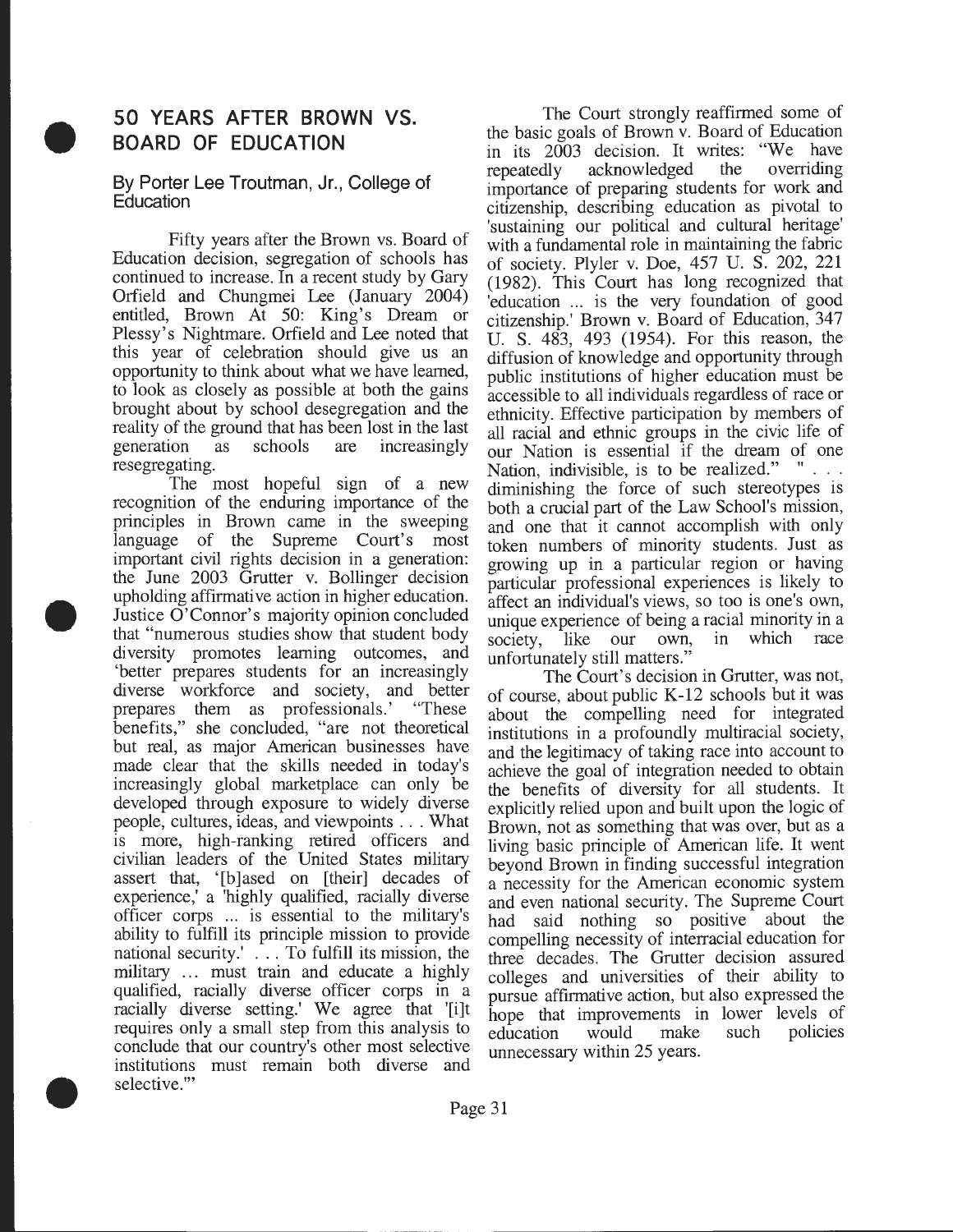## 50 YEARS AFTER BROWN VS. BOARD OF EDUCATION

### By Porter Lee Troutman, Jr., College of Education

Fifty years after the Brown vs. Board of Education decision, segregation of schools has continued to increase. In a recent study by Gary Orfield and Chungmei Lee (January 2004) entitled, Brown At 50: King's Dream or Plessy's Nightmare. Orfield and Lee noted that this year of celebration should give us an opportunity to think about what we have learned, to look as closely as possible at both the gains brought about by school desegregation and the reality of the ground that has been lost in the last generation as schools are increasingly resegregating.

The most hopeful sign of a new recognition of the enduring importance of the principles in Brown came in the sweeping language of the Supreme Court's most important civil rights decision in a generation: the June 2003 Grutter v. Bollinger decision upholding affirmative action in higher education. Justice O'Connor's majority opinion concluded that "numerous studies show that student body diversity promotes learning outcomes, and 'better prepares students for an increasingly diverse workforce and society, and better prepares them as professionals.' "These benefits," she concluded, "are not theoretical but real, as major American businesses have made clear that the skills needed in today's increasingly global marketplace can only be developed through exposure to widely diverse people, cultures, ideas, and viewpoints . . . What is more, high-ranking retired officers and civilian leaders of the United States military assert that, '[b]ased on [their] decades of experience,' a 'highly qualified, racially diverse officer corps ... is essential to the military's ability to fulfill its principle mission to provide national security.' . . . To fulfill its mission, the military ... must train and educate a highly qualified, racially diverse officer corps in a racially diverse setting.' We agree that '[i]t requires only a small step from this analysis to conclude that our country's other most selective institutions must remain both diverse and selective.'"

The Court strongly reaffirmed some of the basic goals of Brown v. Board of Education in its 2003 decision. It writes: "We have repeatedly acknowledged the overriding importance of preparing students for work and citizenship, describing education as pivotal to 'sustaining our political and cultural heritage' with a fundamental role in maintaining the fabric of society. Plyler v. Doe, 457 U. S. 202, 221 (1982). This Court has long recognized that 'education ... is the very foundation of good citizenship.' Brown v. Board of Education, 347 U. S. 483, 493 (1954). For this reason, the diffusion of knowledge and opportunity through public institutions of higher education must be accessible to all individuals regardless of race or ethnicity. Effective participation by members of all racial and ethnic groups in the civic life of our Nation is essential if the dream of one Nation, indivisible, is to be realized." " . . . diminishing the force of such stereotypes is both a crucial part of the Law School's mission, and one that it cannot accomplish with only token numbers of minority students. Just as growing up in a particular region or having particular professional experiences is likely to affect an individual's views, so too is one's own, unique experience of being a racial minority in a society, like our own, in which race unfortunately still matters."

The Court's decision in Grutter, was not, of course, about public K-12 schools but it was about the compelling need for integrated institutions in a profoundly multiracial society, and the legitimacy of taking race into account to achieve the goal of integration needed to obtain the benefits of diversity for all students. It explicitly relied upon and built upon the logic of Brown, not as something that was over, but as a living basic principle of American life. It went beyond Brown in finding successful integration a necessity for the American economic system and even national security. The Supreme Court had said nothing so positive about the compelling necessity of interracial education for three decades. The Grutter decision assured colleges and universities of their ability to pursue affirmative action, but also expressed the hope that improvements in lower levels of education would make such policies unnecessary within 25 years.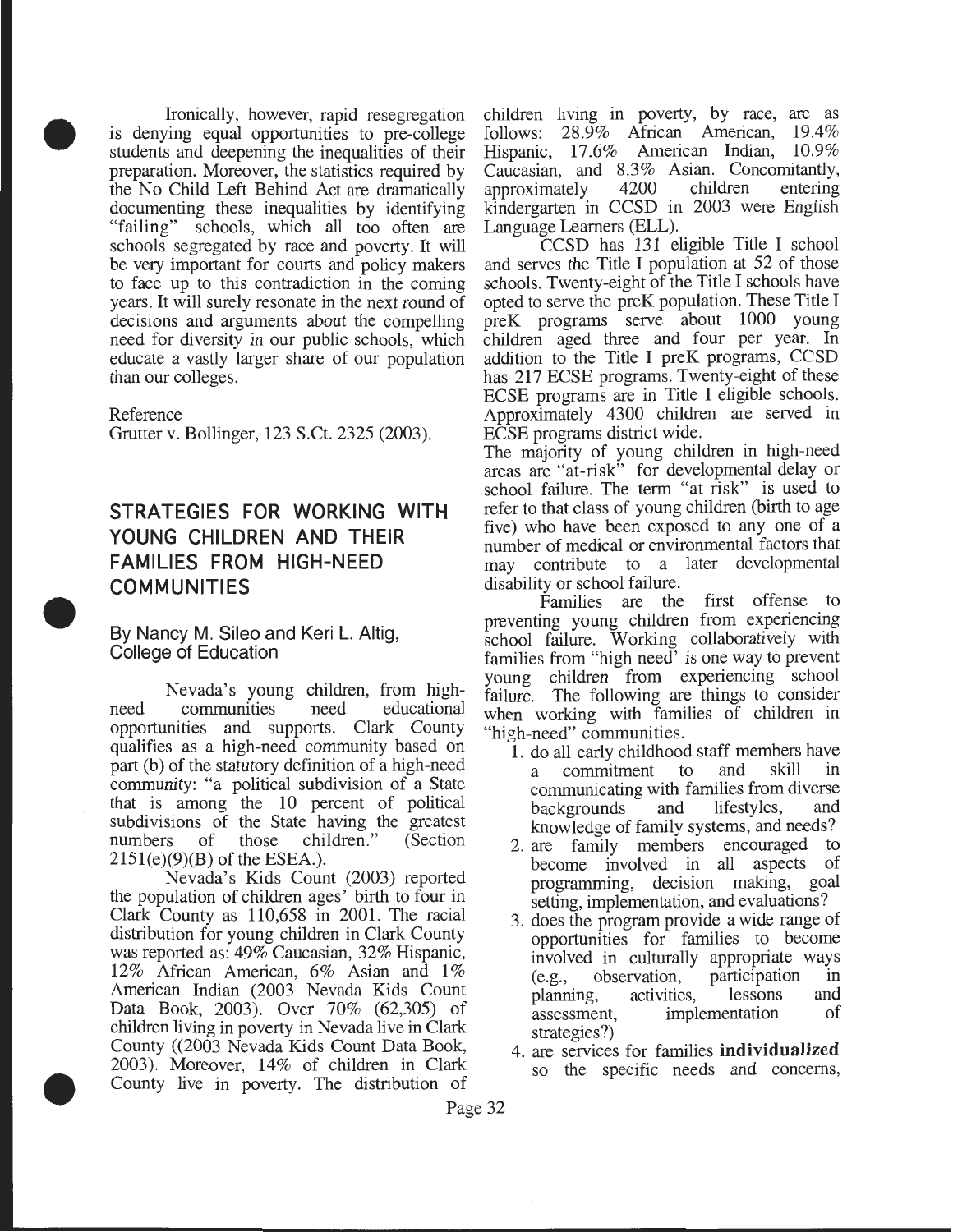Ironically, however, rapid resegregation is denying equal opportunities to pre-college students and deepening the inequalities of their preparation. Moreover, the statistics required by the No Child Left Behind Act are dramatically documenting these inequalities by identifying "failing" schools, which all too often are schools segregated by race and poverty. It will be very important for courts and policy makers to face up to this contradiction in the coming years. It will surely resonate in the next round of decisions and arguments about the compelling need for diversity in our public schools, which educate a vastly larger share of our population than our colleges.

Reference

Grutter v. Bollinger, 123 S.Ct. 2325 (2003).

## STRATEGIES FOR WORKING WITH YOUNG CHILDREN AND THEIR FAMILIES FROM HIGH-NEED COMMUNITIES

### By Nancy M. Sileo and Keri L. Altig, College of Education

Nevada's young children, from high-need communities need educational opportunities and supports. Clark County qualifies as a high-need community based on part (b) of the statutory definition of a high-need community: "a political subdivision of a State that is among the 10 percent of political subdivisions of the State having the greatest numbers of those children." (Section 2151(e)(9)(B) of the ESEA.).

Nevada's Kids Count (2003) reported the population of children ages' birth to four in Clark County as 110,658 in 2001. The racial distribution for young children in Clark County was reported as: 49% Caucasian, 32% Hispanic, 12% African American, 6% Asian and 1% American Indian (2003 Nevada Kids Count Data Book, 2003). Over 70% (62,305) of children living in poverty in Nevada live in Clark County ((2003 Nevada Kids Count Data Book, 2003). Moreover, 14% of children in Clark County live in poverty. The distribution of children living in poverty, by race, are as follows: 28.9% African American, 19.4% Hispanic, 17.6% American Indian, 10.9% Caucasian, and 8.3% Asian. Concomitantly, approximately 4200 children entering kindergarten in CCSD in 2003 were English Language Learners (ELL).

CCSD has 131 eligible Title I school and serves the Title I population at 52 of those schools. Twenty-eight of the Title I schools have opted to serve the preK population. These Title I preK programs serve about 1000 young children aged three and four per year. In addition to the Title I preK programs, CCSD has 217 ECSE programs. Twenty-eight of these ECSE programs are in Title I eligible schools. Approximately 4300 children are served in ECSE programs district wide.

The majority of young children in high-need areas are "at-risk" for developmental delay or school failure. The term "at-risk" is used to refer to that class of young children (birth to age five) who have been exposed to any one of a number of medical or environmental factors that may contribute to a later developmental disability or school failure.

Families are the first offense to preventing young children from experiencing school failure. Working collaboratively with families from "high need' is one way to prevent young children from experiencing school failure. The following are things to consider when working with families of children in "high-need" communities.

1. do all early childhood staff members have a commitment to and skill in communicating with families from diverse backgrounds and lifestyles, and knowledge of family systems, and needs?
2. are family members encouraged to become involved in all aspects of programming, decision making, goal setting, implementation, and evaluations?
3. does the program provide a wide range of opportunities for families to become involved in culturally appropriate ways (e.g., observation, participation in planning, activities, lessons and assessment, implementation of strategies?)
4. are services for families **individualized** so the specific needs and concerns,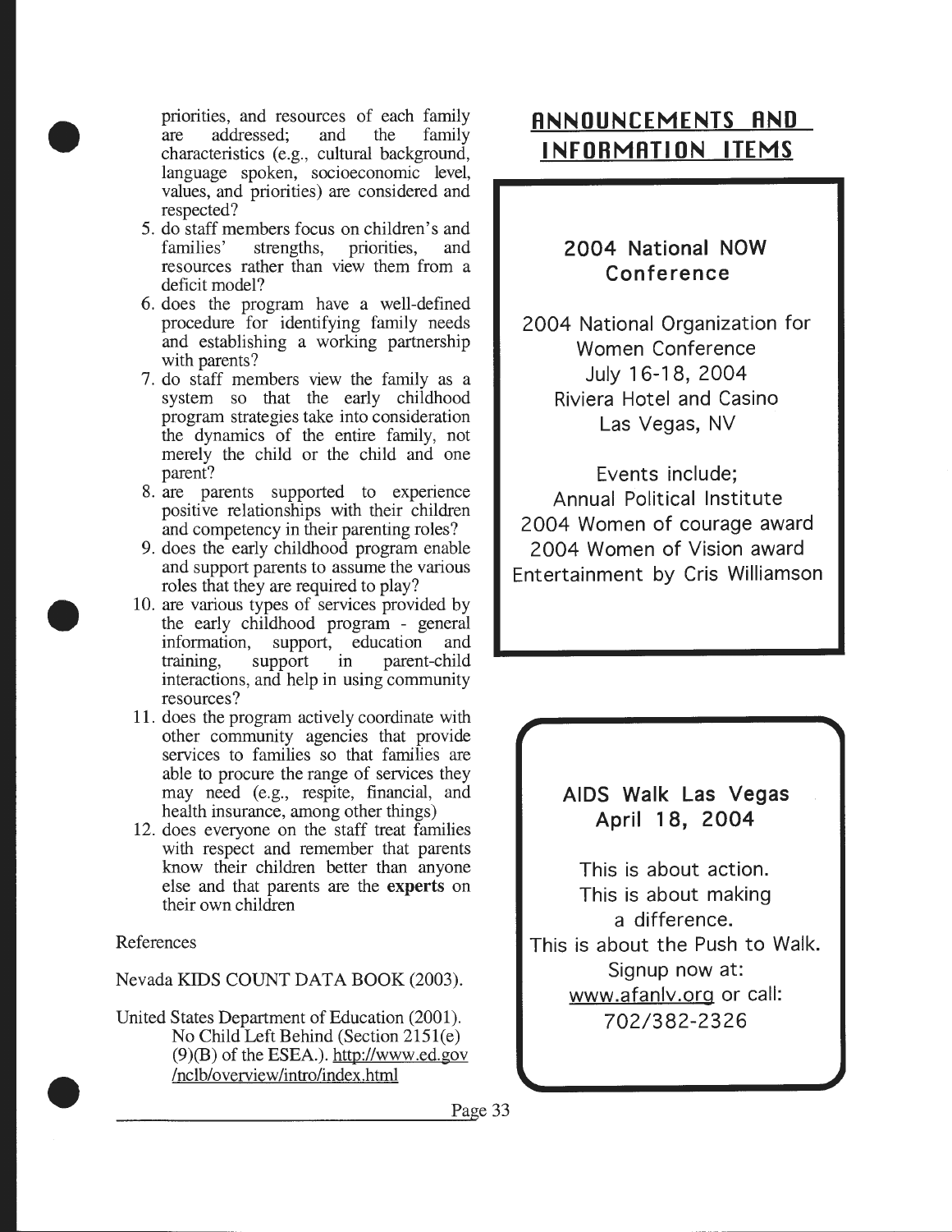priorities, and resources of each family are addressed; and the family characteristics (e.g., cultural background, language spoken, socioeconomic level, values, and priorities) are considered and respected?

5. do staff members focus on children's and families' strengths, priorities, and resources rather than view them from a deficit model?
6. does the program have a well-defined procedure for identifying family needs and establishing a working partnership with parents?
7. do staff members view the family as a system so that the early childhood program strategies take into consideration the dynamics of the entire family, not merely the child or the child and one parent?
8. are parents supported to experience positive relationships with their children and competency in their parenting roles?
9. does the early childhood program enable and support parents to assume the various roles that they are required to play?
10. are various types of services provided by the early childhood program - general information, support, education and training, support in parent-child interactions, and help in using community resources?
11. does the program actively coordinate with other community agencies that provide services to families so that families are able to procure the range of services they may need (e.g., respite, financial, and health insurance, among other things)
12. does everyone on the staff treat families with respect and remember that parents know their children better than anyone else and that parents are the **experts** on their own children

References

Nevada KIDS COUNT DATA BOOK (2003).

United States Department of Education (2001). No Child Left Behind (Section 2151(e)(9)(B) of the ESEA.). http://www.ed.gov/nclb/overview/intro/index.html

## ANNOUNCEMENTS AND INFORMATION ITEMS

### 2004 National NOW Conference

2004 National Organization for Women Conference
July 16-18, 2004
Riviera Hotel and Casino
Las Vegas, NV

Events include;
Annual Political Institute
2004 Women of courage award
2004 Women of Vision award
Entertainment by Cris Williamson

### AIDS Walk Las Vegas April 18, 2004

This is about action.
This is about making a difference.
This is about the Push to Walk.
Signup now at:
www.afanlv.org or call:
702/382-2326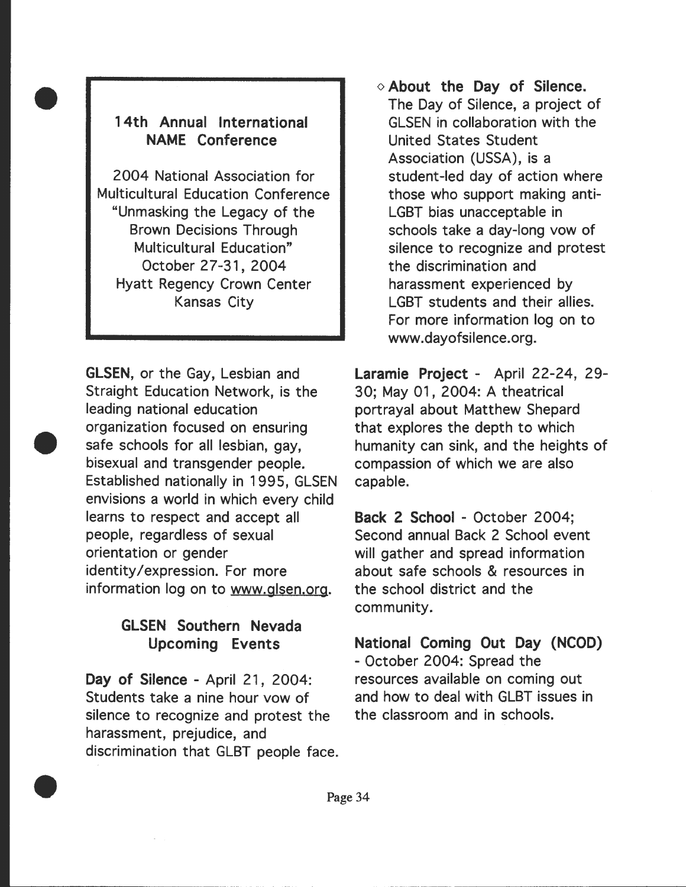**14th Annual International NAME Conference**

2004 National Association for Multicultural Education Conference
"Unmasking the Legacy of the Brown Decisions Through Multicultural Education"
October 27-31, 2004
Hyatt Regency Crown Center
Kansas City

**GLSEN**, or the Gay, Lesbian and Straight Education Network, is the leading national education organization focused on ensuring safe schools for all lesbian, gay, bisexual and transgender people. Established nationally in 1995, GLSEN envisions a world in which every child learns to respect and accept all people, regardless of sexual orientation or gender identity/expression. For more information log on to www.glsen.org.

## GLSEN Southern Nevada Upcoming Events

**Day of Silence** - April 21, 2004: Students take a nine hour vow of silence to recognize and protest the harassment, prejudice, and discrimination that GLBT people face.

◇ **About the Day of Silence.** The Day of Silence, a project of GLSEN in collaboration with the United States Student Association (USSA), is a student-led day of action where those who support making anti-LGBT bias unacceptable in schools take a day-long vow of silence to recognize and protest the discrimination and harassment experienced by LGBT students and their allies. For more information log on to www.dayofsilence.org.

**Laramie Project** - April 22-24, 29-30; May 01, 2004: A theatrical portrayal about Matthew Shepard that explores the depth to which humanity can sink, and the heights of compassion of which we are also capable.

**Back 2 School** - October 2004; Second annual Back 2 School event will gather and spread information about safe schools & resources in the school district and the community.

**National Coming Out Day (NCOD)** - October 2004: Spread the resources available on coming out and how to deal with GLBT issues in the classroom and in schools.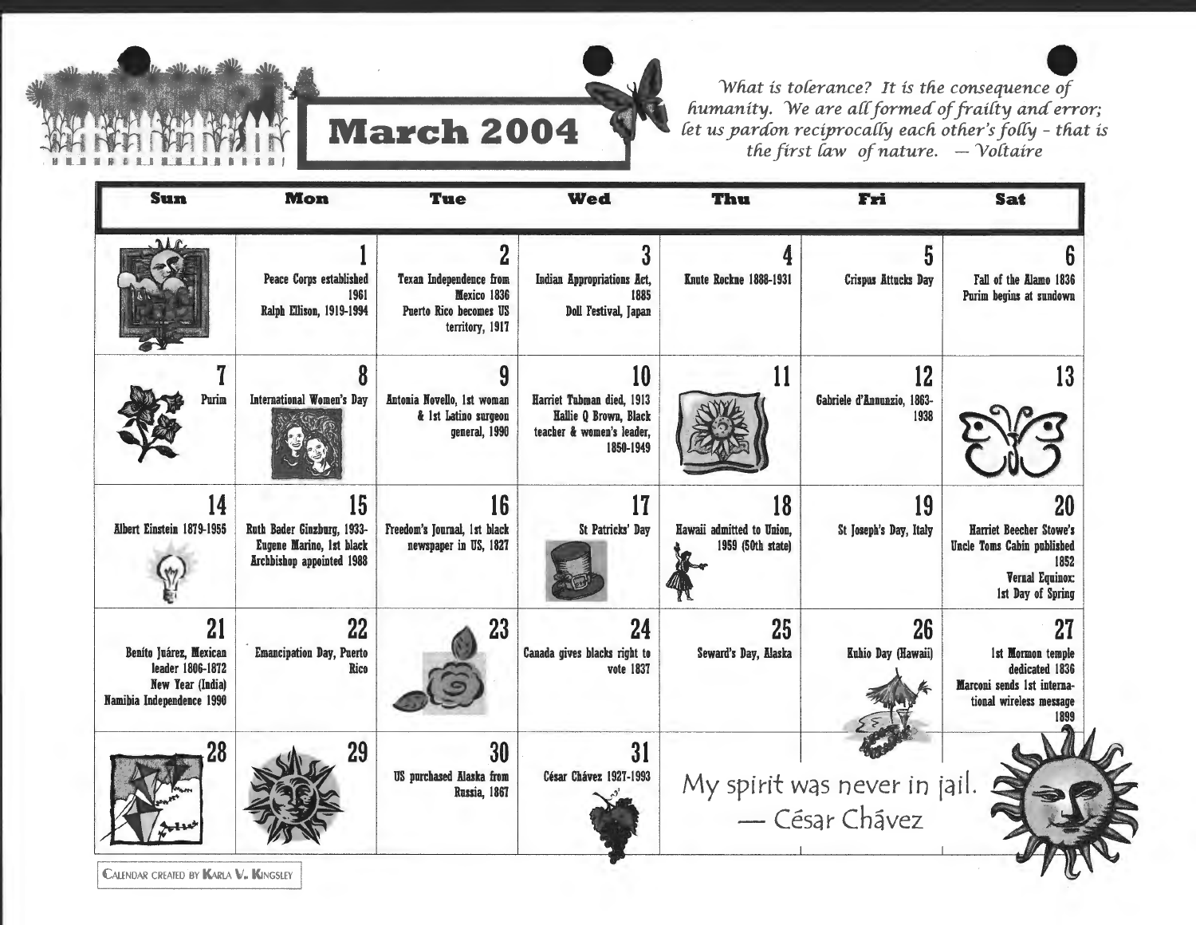# March 2004

*What is tolerance? It is the consequence of humanity. We are all formed of frailty and error; let us pardon reciprocally each other's folly – that is the first law of nature. — Voltaire*

| Sun | Mon | Tue | Wed | Thu | Fri | Sat |
|---|---|---|---|---|---|---|
| | **1** Peace Corps established 1961; Ralph Ellison, 1919-1994 | **2** Texan Independence from Mexico 1836; Puerto Rico becomes US territory, 1917 | **3** Indian Appropriations Act, 1885; Doll Festival, Japan | **4** Knute Rockne 1888-1931 | **5** Crispus Attucks Day | **6** Fall of the Alamo 1836; Purim begins at sundown |
| **7** Purim | **8** International Women's Day | **9** Antonia Novello, 1st woman & 1st Latino surgeon general, 1990 | **10** Harriet Tubman died, 1913; Hallie Q Brown, Black teacher & women's leader, 1850-1949 | **11** | **12** Gabriele d'Annunzio, 1863-1938 | **13** |
| **14** Albert Einstein 1879-1955 | **15** Ruth Bader Ginzburg, 1933-; Eugene Marino, 1st black Archbishop appointed 1988 | **16** Freedom's Journal, 1st black newspaper in US, 1827 | **17** St Patricks' Day | **18** Hawaii admitted to Union, 1959 (50th state) | **19** St Joseph's Day, Italy | **20** Harriet Beecher Stowe's Uncle Toms Cabin published 1852; Vernal Equinox: 1st Day of Spring |
| **21** Benito Juárez, Mexican leader 1806-1872; New Year (India); Namibia Independence 1990 | **22** Emancipation Day, Puerto Rico | **23** | **24** Canada gives blacks right to vote 1837 | **25** Seward's Day, Alaska | **26** Kuhio Day (Hawaii) | **27** 1st Mormon temple dedicated 1836; Marconi sends 1st international wireless message 1899 |
| **28** | **29** | **30** US purchased Alaska from Russia, 1867 | **31** César Chávez 1927-1993 | | | |

My spirit was never in jail. — César Chávez

CALENDAR CREATED BY KARLA V. KINGSLEY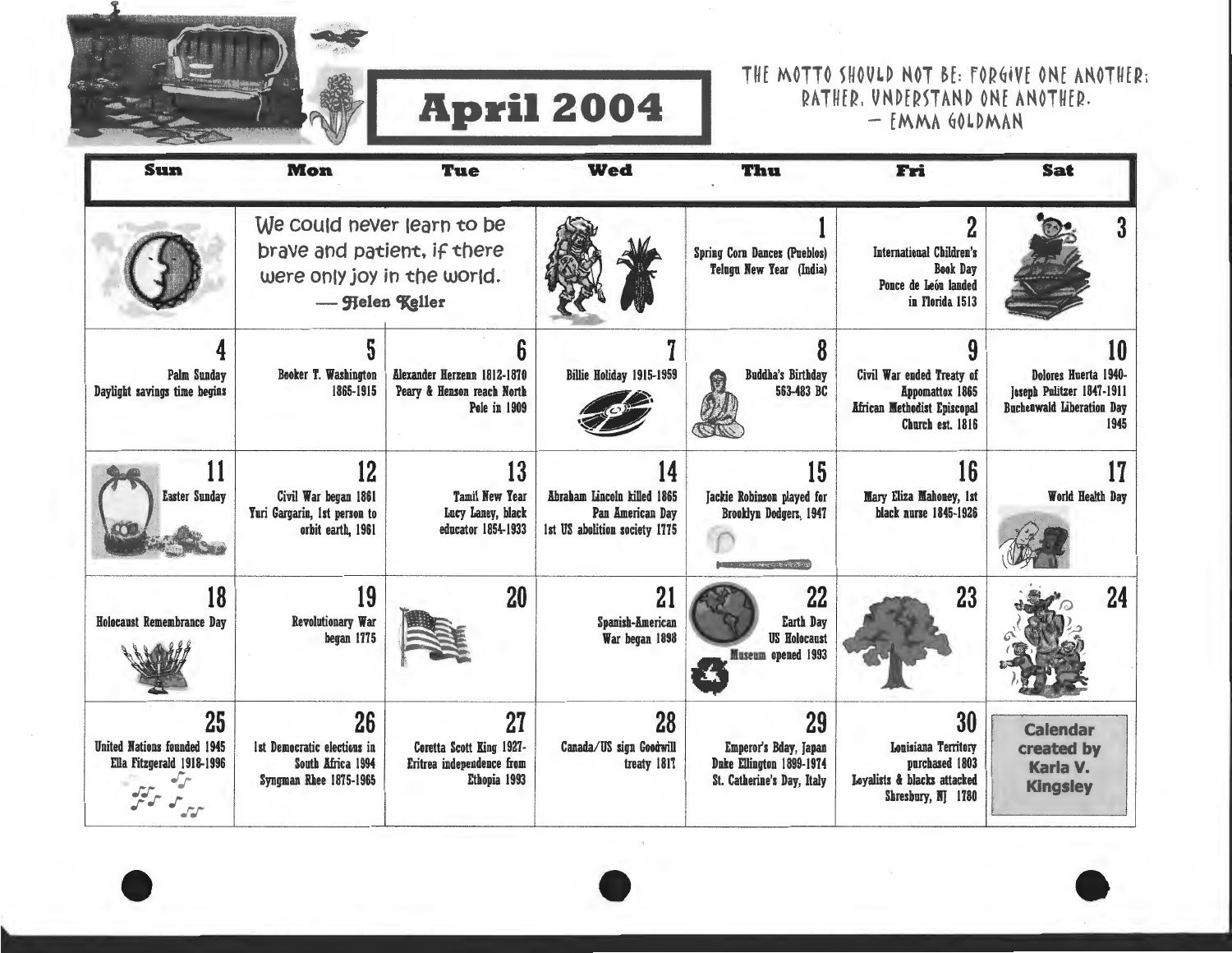# April 2004

THE MOTTO SHOULD NOT BE: FORGIVE ONE ANOTHER; RATHER, UNDERSTAND ONE ANOTHER.
— EMMA GOLDMAN

| Sun | Mon | Tue | Wed | Thu | Fri | Sat |
|---|---|---|---|---|---|---|
| | We could never learn to be brave and patient, if there were only joy in the world. — Helen Keller | | | **1** Spring Corn Dances (Pueblos) Telugu New Year (India) | **2** International Children's Book Day Ponce de León landed in Florida 1513 | **3** |
| **4** Palm Sunday Daylight savings time begins | **5** Booker T. Washington 1865-1915 | **6** Alexander Herzenn 1812-1870 Peary & Henson reach North Pole in 1909 | **7** Billie Holiday 1915-1959 | **8** Buddha's Birthday 563-483 BC | **9** Civil War ended Treaty of Appomattox 1865 African Methodist Episcopal Church est. 1816 | **10** Dolores Huerta 1940- Joseph Pulitzer 1847-1911 Buchenwald Liberation Day 1945 |
| **11** Easter Sunday | **12** Civil War began 1861 Yuri Gargarin, 1st person to orbit earth, 1961 | **13** Tamil New Year Lucy Laney, black educator 1854-1933 | **14** Abraham Lincoln killed 1865 Pan American Day 1st US abolition society 1775 | **15** Jackie Robinson played for Brooklyn Dodgers, 1947 | **16** Mary Eliza Mahoney, 1st black nurse 1845-1926 | **17** World Health Day |
| **18** Holocaust Remembrance Day | **19** Revolutionary War began 1775 | **20** | **21** Spanish-American War began 1898 | **22** Earth Day US Holocaust Museum opened 1993 | **23** | **24** |
| **25** United Nations founded 1945 Ella Fitzgerald 1918-1996 | **26** 1st Democratic elections in South Africa 1994 Syngman Rhee 1875-1965 | **27** Coretta Scott King 1927- Eritrea independence from Ethopia 1993 | **28** Canada/US sign Goodwill treaty 1817 | **29** Emperor's Bday, Japan Duke Ellington 1899-1974 St. Catherine's Day, Italy | **30** Louisiana Territory purchased 1803 Loyalists & blacks attacked Shresbury, NJ 1780 | **Calendar created by Karla V. Kingsley** |